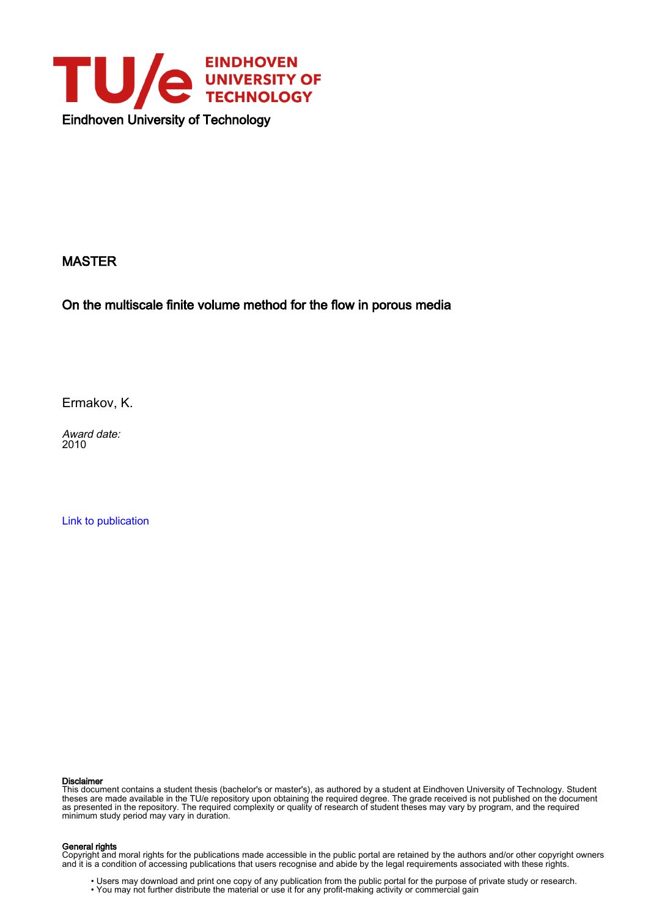Eindhoven University of Technology

MASTER

On the multiscale finite volume method for the flow in porous media

Ermakov, K.

*Award date:*
2010

Link to publication

**Disclaimer**
This document contains a student thesis (bachelor's or master's), as authored by a student at Eindhoven University of Technology. Student theses are made available in the TU/e repository upon obtaining the required degree. The grade received is not published on the document as presented in the repository. The required complexity or quality of research of student theses may vary by program, and the required minimum study period may vary in duration.

**General rights**
Copyright and moral rights for the publications made accessible in the public portal are retained by the authors and/or other copyright owners and it is a condition of accessing publications that users recognise and abide by the legal requirements associated with these rights.

- Users may download and print one copy of any publication from the public portal for the purpose of private study or research.
- You may not further distribute the material or use it for any profit-making activity or commercial gain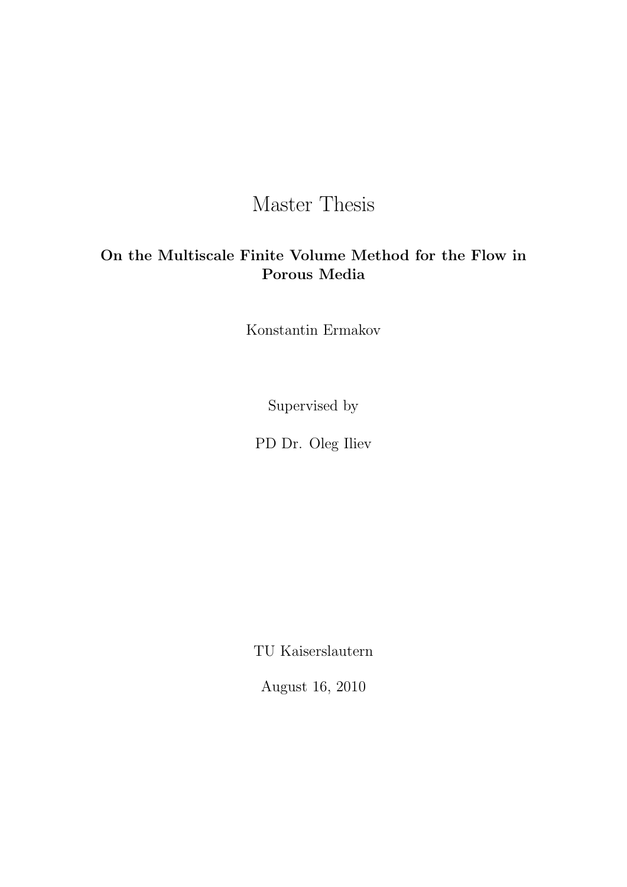# Master Thesis

**On the Multiscale Finite Volume Method for the Flow in Porous Media**

Konstantin Ermakov

Supervised by

PD Dr. Oleg Iliev

TU Kaiserslautern

August 16, 2010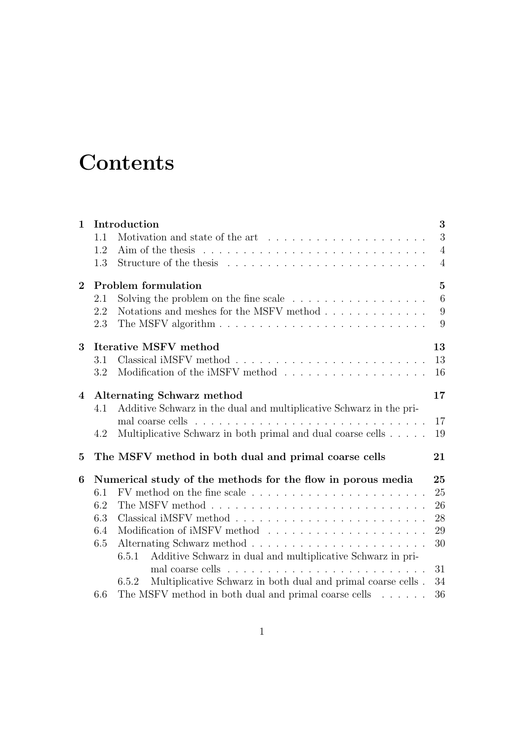# Contents

**1 Introduction** **3**
- 1.1 Motivation and state of the art . . . . . . . . . . . . . . . . . . . . 3
- 1.2 Aim of the thesis . . . . . . . . . . . . . . . . . . . . . . . . . . . . 4
- 1.3 Structure of the thesis . . . . . . . . . . . . . . . . . . . . . . . . . 4

**2 Problem formulation** **5**
- 2.1 Solving the problem on the fine scale . . . . . . . . . . . . . . . . . 6
- 2.2 Notations and meshes for the MSFV method . . . . . . . . . . . . . 9
- 2.3 The MSFV algorithm . . . . . . . . . . . . . . . . . . . . . . . . . . 9

**3 Iterative MSFV method** **13**
- 3.1 Classical iMSFV method . . . . . . . . . . . . . . . . . . . . . . . . 13
- 3.2 Modification of the iMSFV method . . . . . . . . . . . . . . . . . . 16

**4 Alternating Schwarz method** **17**
- 4.1 Additive Schwarz in the dual and multiplicative Schwarz in the primal coarse cells . . . . . . . . . . . . . . . . . . . . . . . . . . . . 17
- 4.2 Multiplicative Schwarz in both primal and dual coarse cells . . . . . 19

**5 The MSFV method in both dual and primal coarse cells** **21**

**6 Numerical study of the methods for the flow in porous media** **25**
- 6.1 FV method on the fine scale . . . . . . . . . . . . . . . . . . . . . . 25
- 6.2 The MSFV method . . . . . . . . . . . . . . . . . . . . . . . . . . . 26
- 6.3 Classical iMSFV method . . . . . . . . . . . . . . . . . . . . . . . . 28
- 6.4 Modification of iMSFV method . . . . . . . . . . . . . . . . . . . . 29
- 6.5 Alternating Schwarz method . . . . . . . . . . . . . . . . . . . . . . 30
  - 6.5.1 Additive Schwarz in dual and multiplicative Schwarz in primal coarse cells . . . . . . . . . . . . . . . . . . . . . . . . . 31
  - 6.5.2 Multiplicative Schwarz in both dual and primal coarse cells . 34
- 6.6 The MSFV method in both dual and primal coarse cells . . . . . . 36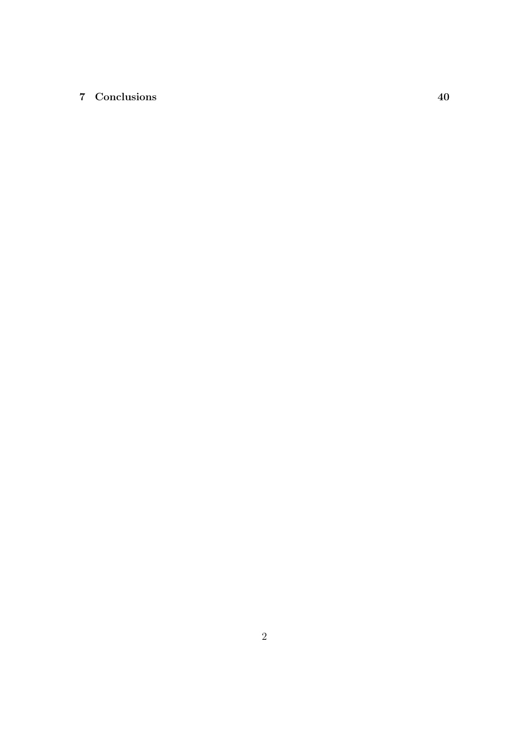**7 Conclusions** **40**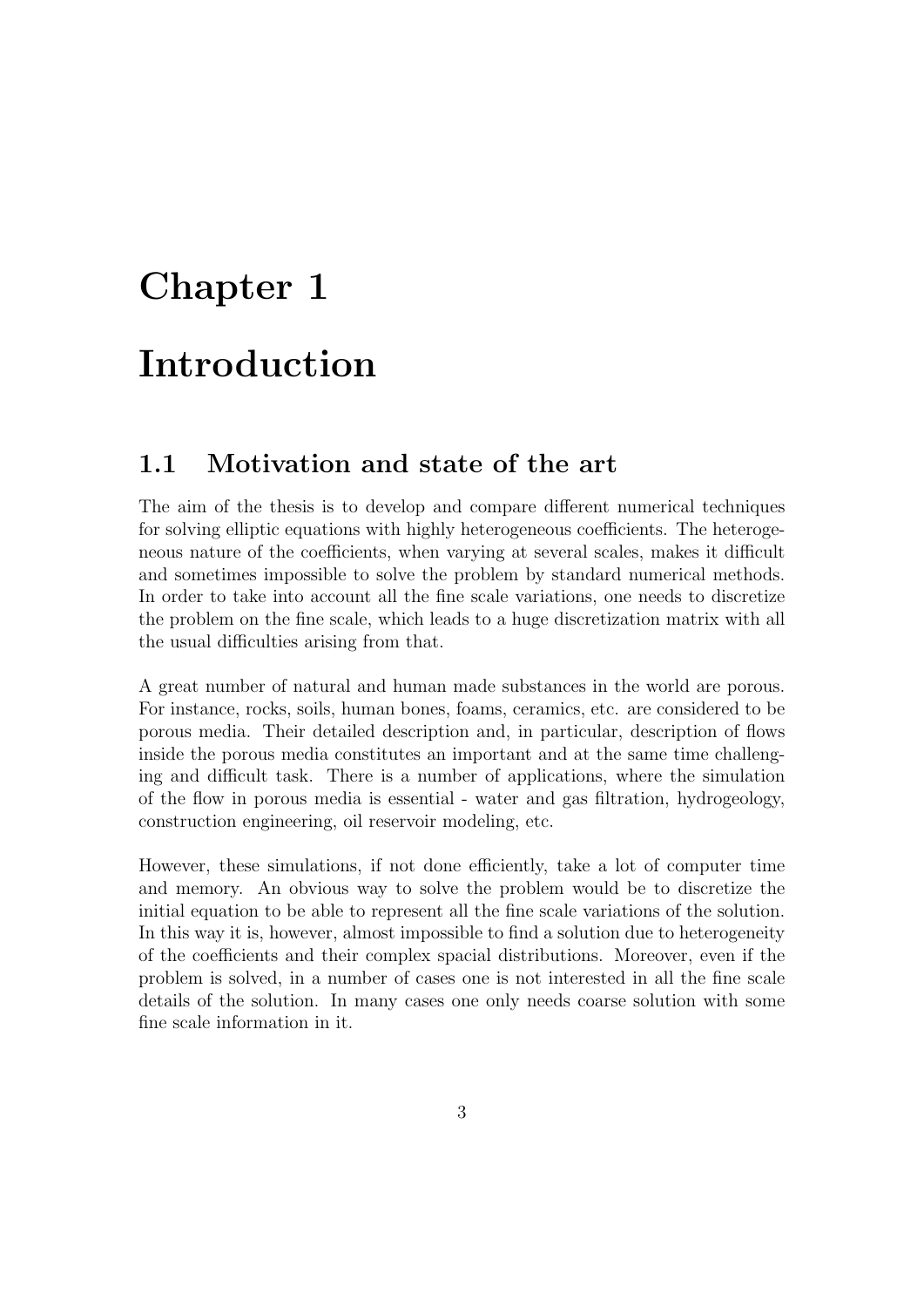# Chapter 1

# Introduction

## 1.1 Motivation and state of the art

The aim of the thesis is to develop and compare different numerical techniques for solving elliptic equations with highly heterogeneous coefficients. The heterogeneous nature of the coefficients, when varying at several scales, makes it difficult and sometimes impossible to solve the problem by standard numerical methods. In order to take into account all the fine scale variations, one needs to discretize the problem on the fine scale, which leads to a huge discretization matrix with all the usual difficulties arising from that.

A great number of natural and human made substances in the world are porous. For instance, rocks, soils, human bones, foams, ceramics, etc. are considered to be porous media. Their detailed description and, in particular, description of flows inside the porous media constitutes an important and at the same time challenging and difficult task. There is a number of applications, where the simulation of the flow in porous media is essential - water and gas filtration, hydrogeology, construction engineering, oil reservoir modeling, etc.

However, these simulations, if not done efficiently, take a lot of computer time and memory. An obvious way to solve the problem would be to discretize the initial equation to be able to represent all the fine scale variations of the solution. In this way it is, however, almost impossible to find a solution due to heterogeneity of the coefficients and their complex spacial distributions. Moreover, even if the problem is solved, in a number of cases one is not interested in all the fine scale details of the solution. In many cases one only needs coarse solution with some fine scale information in it.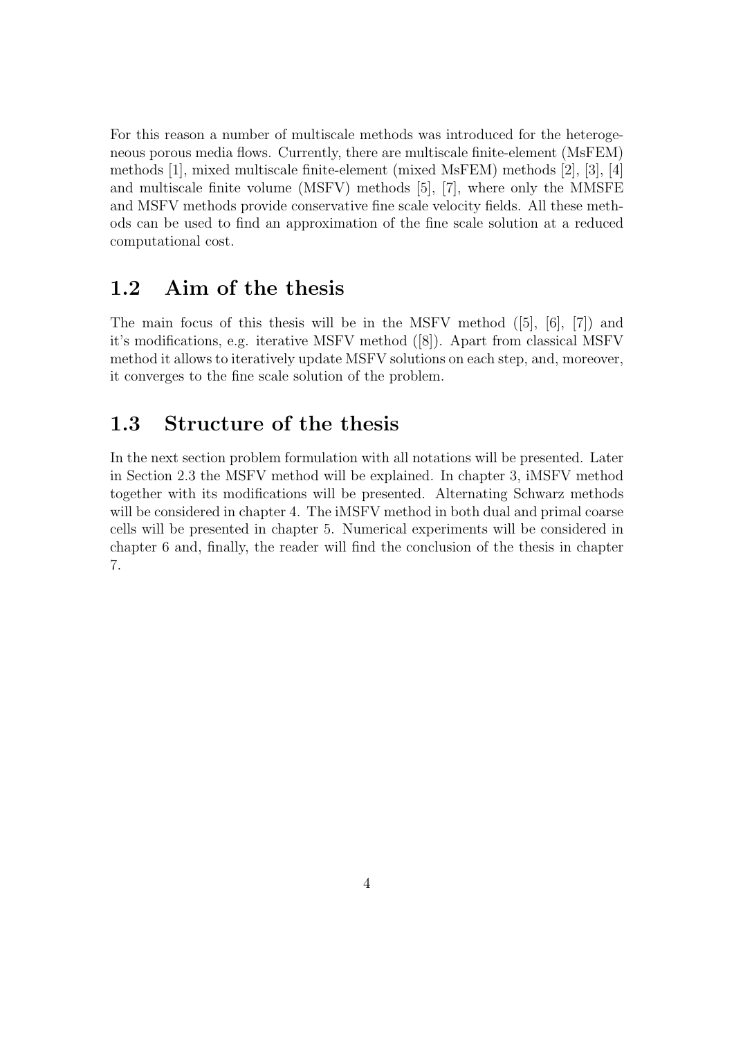For this reason a number of multiscale methods was introduced for the heterogeneous porous media flows. Currently, there are multiscale finite-element (MsFEM) methods [1], mixed multiscale finite-element (mixed MsFEM) methods [2], [3], [4] and multiscale finite volume (MSFV) methods [5], [7], where only the MMSFE and MSFV methods provide conservative fine scale velocity fields. All these methods can be used to find an approximation of the fine scale solution at a reduced computational cost.

## 1.2 Aim of the thesis

The main focus of this thesis will be in the MSFV method ([5], [6], [7]) and it's modifications, e.g. iterative MSFV method ([8]). Apart from classical MSFV method it allows to iteratively update MSFV solutions on each step, and, moreover, it converges to the fine scale solution of the problem.

## 1.3 Structure of the thesis

In the next section problem formulation with all notations will be presented. Later in Section 2.3 the MSFV method will be explained. In chapter 3, iMSFV method together with its modifications will be presented. Alternating Schwarz methods will be considered in chapter 4. The iMSFV method in both dual and primal coarse cells will be presented in chapter 5. Numerical experiments will be considered in chapter 6 and, finally, the reader will find the conclusion of the thesis in chapter 7.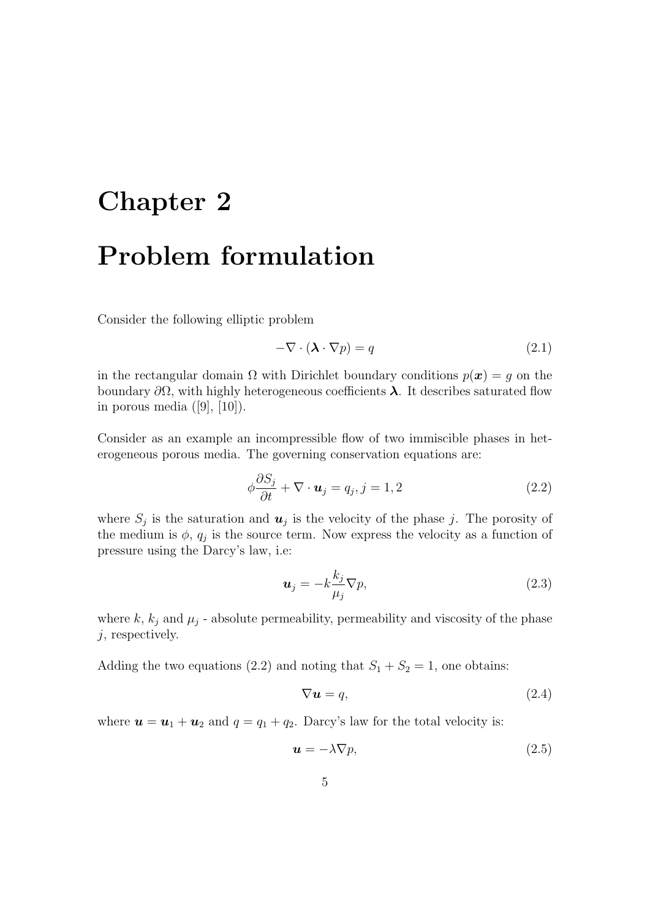# Chapter 2

# Problem formulation

Consider the following elliptic problem

$$-\nabla \cdot (\boldsymbol{\lambda} \cdot \nabla p) = q \tag{2.1}$$

in the rectangular domain $\Omega$ with Dirichlet boundary conditions $p(\boldsymbol{x}) = g$ on the boundary $\partial\Omega$, with highly heterogeneous coefficients $\boldsymbol{\lambda}$. It describes saturated flow in porous media ([9], [10]).

Consider as an example an incompressible flow of two immiscible phases in heterogeneous porous media. The governing conservation equations are:

$$\phi \frac{\partial S_j}{\partial t} + \nabla \cdot \boldsymbol{u}_j = q_j, j = 1, 2 \tag{2.2}$$

where $S_j$ is the saturation and $\boldsymbol{u}_j$ is the velocity of the phase $j$. The porosity of the medium is $\phi$, $q_j$ is the source term. Now express the velocity as a function of pressure using the Darcy's law, i.e:

$$\boldsymbol{u}_j = -k \frac{k_j}{\mu_j} \nabla p, \tag{2.3}$$

where $k$, $k_j$ and $\mu_j$ - absolute permeability, permeability and viscosity of the phase $j$, respectively.

Adding the two equations (2.2) and noting that $S_1 + S_2 = 1$, one obtains:

$$\nabla \boldsymbol{u} = q, \tag{2.4}$$

where $\boldsymbol{u} = \boldsymbol{u}_1 + \boldsymbol{u}_2$ and $q = q_1 + q_2$. Darcy's law for the total velocity is:

$$\boldsymbol{u} = -\lambda \nabla p, \tag{2.5}$$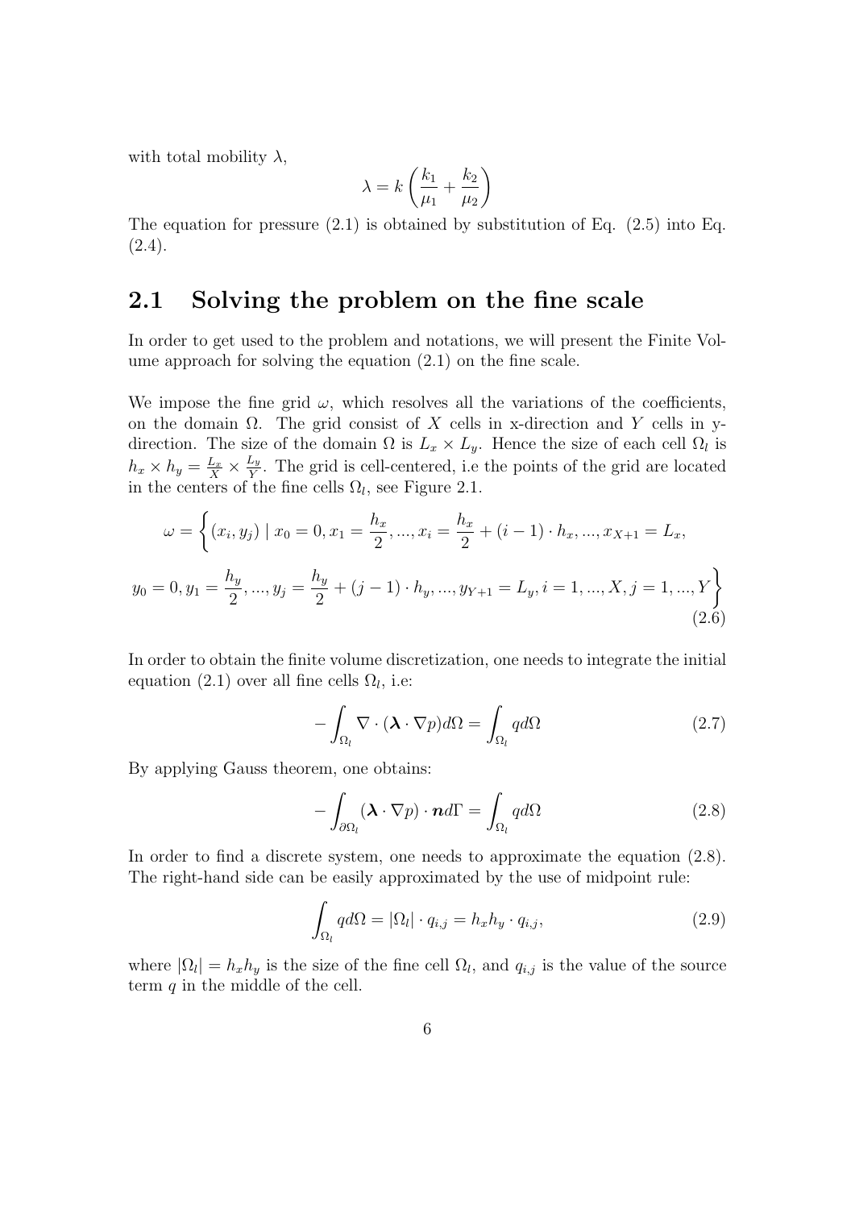with total mobility $\lambda$,

$$\lambda = k\left(\frac{k_1}{\mu_1} + \frac{k_2}{\mu_2}\right)$$

The equation for pressure (2.1) is obtained by substitution of Eq. (2.5) into Eq. (2.4).

## 2.1 Solving the problem on the fine scale

In order to get used to the problem and notations, we will present the Finite Volume approach for solving the equation (2.1) on the fine scale.

We impose the fine grid $\omega$, which resolves all the variations of the coefficients, on the domain $\Omega$. The grid consist of $X$ cells in x-direction and $Y$ cells in y-direction. The size of the domain $\Omega$ is $L_x \times L_y$. Hence the size of each cell $\Omega_l$ is $h_x \times h_y = \frac{L_x}{X} \times \frac{L_y}{Y}$. The grid is cell-centered, i.e the points of the grid are located in the centers of the fine cells $\Omega_l$, see Figure 2.1.

$$\omega = \left\{(x_i, y_j) \mid x_0 = 0, x_1 = \frac{h_x}{2}, ..., x_i = \frac{h_x}{2} + (i-1)\cdot h_x, ..., x_{X+1} = L_x,\right.$$
$$\left. y_0 = 0, y_1 = \frac{h_y}{2}, ..., y_j = \frac{h_y}{2} + (j-1)\cdot h_y, ..., y_{Y+1} = L_y, i = 1, ..., X, j = 1, ..., Y\right\} \tag{2.6}$$

In order to obtain the finite volume discretization, one needs to integrate the initial equation (2.1) over all fine cells $\Omega_l$, i.e:

$$-\int_{\Omega_l} \nabla \cdot (\boldsymbol{\lambda} \cdot \nabla p) d\Omega = \int_{\Omega_l} q d\Omega \tag{2.7}$$

By applying Gauss theorem, one obtains:

$$-\int_{\partial\Omega_l} (\boldsymbol{\lambda} \cdot \nabla p) \cdot \boldsymbol{n} d\Gamma = \int_{\Omega_l} q d\Omega \tag{2.8}$$

In order to find a discrete system, one needs to approximate the equation (2.8). The right-hand side can be easily approximated by the use of midpoint rule:

$$\int_{\Omega_l} q d\Omega = |\Omega_l| \cdot q_{i,j} = h_x h_y \cdot q_{i,j}, \tag{2.9}$$

where $|\Omega_l| = h_x h_y$ is the size of the fine cell $\Omega_l$, and $q_{i,j}$ is the value of the source term $q$ in the middle of the cell.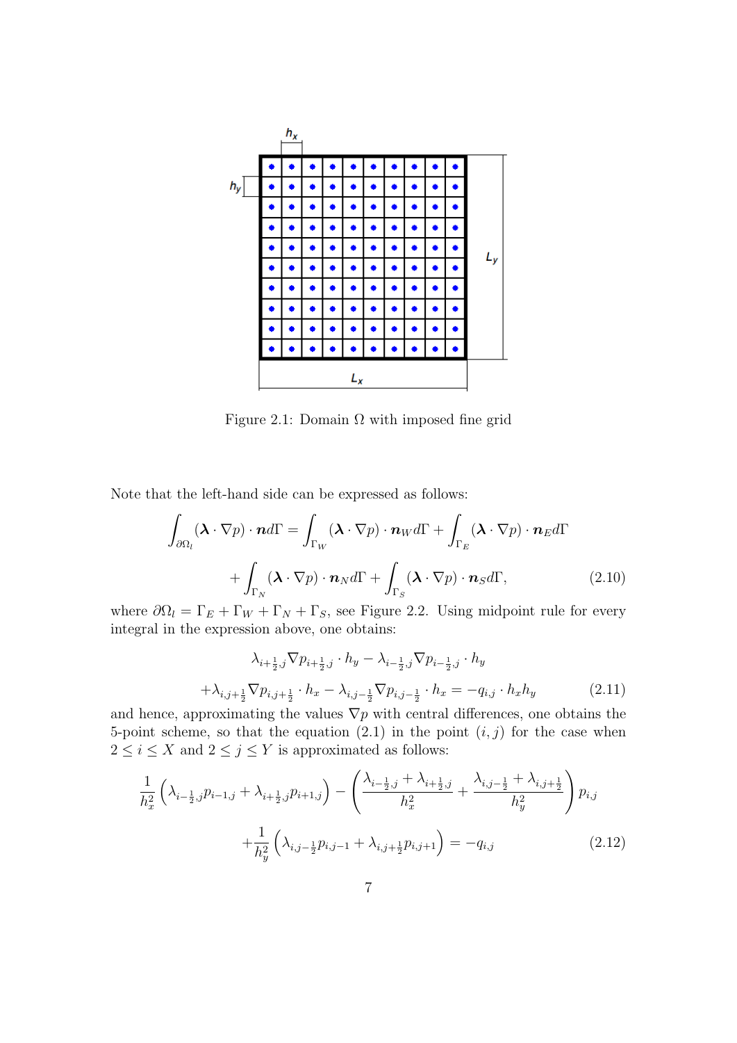Figure 2.1: Domain $\Omega$ with imposed fine grid

Note that the left-hand side can be expressed as follows:

$$\int_{\partial\Omega_l} (\boldsymbol{\lambda} \cdot \nabla p) \cdot \boldsymbol{n} d\Gamma = \int_{\Gamma_W} (\boldsymbol{\lambda} \cdot \nabla p) \cdot \boldsymbol{n}_W d\Gamma + \int_{\Gamma_E} (\boldsymbol{\lambda} \cdot \nabla p) \cdot \boldsymbol{n}_E d\Gamma + \int_{\Gamma_N} (\boldsymbol{\lambda} \cdot \nabla p) \cdot \boldsymbol{n}_N d\Gamma + \int_{\Gamma_S} (\boldsymbol{\lambda} \cdot \nabla p) \cdot \boldsymbol{n}_S d\Gamma, \tag{2.10}$$

where $\partial\Omega_l = \Gamma_E + \Gamma_W + \Gamma_N + \Gamma_S$, see Figure 2.2. Using midpoint rule for every integral in the expression above, one obtains:

$$\lambda_{i+\frac{1}{2},j} \nabla p_{i+\frac{1}{2},j} \cdot h_y - \lambda_{i-\frac{1}{2},j} \nabla p_{i-\frac{1}{2},j} \cdot h_y + \lambda_{i,j+\frac{1}{2}} \nabla p_{i,j+\frac{1}{2}} \cdot h_x - \lambda_{i,j-\frac{1}{2}} \nabla p_{i,j-\frac{1}{2}} \cdot h_x = -q_{i,j} \cdot h_x h_y \tag{2.11}$$

and hence, approximating the values $\nabla p$ with central differences, one obtains the 5-point scheme, so that the equation (2.1) in the point $(i, j)$ for the case when $2 \leq i \leq X$ and $2 \leq j \leq Y$ is approximated as follows:

$$\frac{1}{h_x^2} \left( \lambda_{i-\frac{1}{2},j} p_{i-1,j} + \lambda_{i+\frac{1}{2},j} p_{i+1,j} \right) - \left( \frac{\lambda_{i-\frac{1}{2},j} + \lambda_{i+\frac{1}{2},j}}{h_x^2} + \frac{\lambda_{i,j-\frac{1}{2}} + \lambda_{i,j+\frac{1}{2}}}{h_y^2} \right) p_{i,j} + \frac{1}{h_y^2} \left( \lambda_{i,j-\frac{1}{2}} p_{i,j-1} + \lambda_{i,j+\frac{1}{2}} p_{i,j+1} \right) = -q_{i,j} \tag{2.12}$$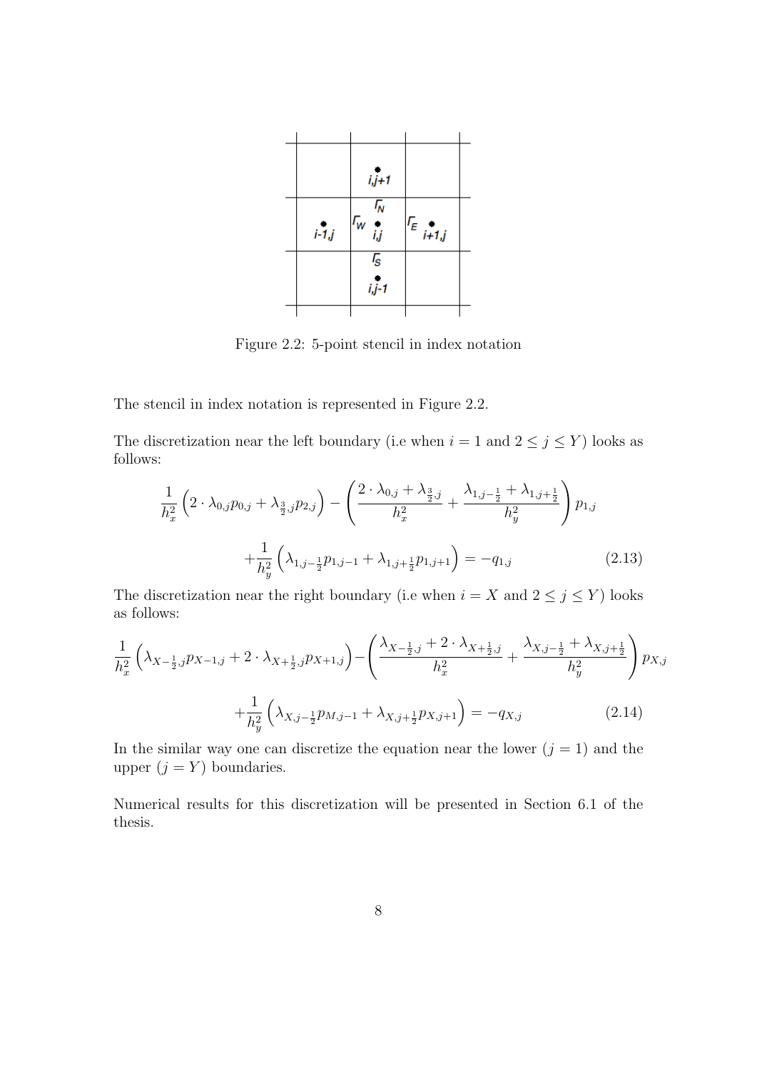Figure 2.2: 5-point stencil in index notation

The stencil in index notation is represented in Figure 2.2.

The discretization near the left boundary (i.e when $i = 1$ and $2 \leq j \leq Y$) looks as follows:

$$\frac{1}{h_x^2}\left(2 \cdot \lambda_{0,j} p_{0,j} + \lambda_{\frac{3}{2},j} p_{2,j}\right) - \left(\frac{2 \cdot \lambda_{0,j} + \lambda_{\frac{3}{2},j}}{h_x^2} + \frac{\lambda_{1,j-\frac{1}{2}} + \lambda_{1,j+\frac{1}{2}}}{h_y^2}\right) p_{1,j}$$

$$+\frac{1}{h_y^2}\left(\lambda_{1,j-\frac{1}{2}} p_{1,j-1} + \lambda_{1,j+\frac{1}{2}} p_{1,j+1}\right) = -q_{1,j} \tag{2.13}$$

The discretization near the right boundary (i.e when $i = X$ and $2 \leq j \leq Y$) looks as follows:

$$\frac{1}{h_x^2}\left(\lambda_{X-\frac{1}{2},j} p_{X-1,j} + 2 \cdot \lambda_{X+\frac{1}{2},j} p_{X+1,j}\right) - \left(\frac{\lambda_{X-\frac{1}{2},j} + 2 \cdot \lambda_{X+\frac{1}{2},j}}{h_x^2} + \frac{\lambda_{X,j-\frac{1}{2}} + \lambda_{X,j+\frac{1}{2}}}{h_y^2}\right) p_{X,j}$$

$$+\frac{1}{h_y^2}\left(\lambda_{X,j-\frac{1}{2}} p_{M,j-1} + \lambda_{X,j+\frac{1}{2}} p_{X,j+1}\right) = -q_{X,j} \tag{2.14}$$

In the similar way one can discretize the equation near the lower ($j = 1$) and the upper ($j = Y$) boundaries.

Numerical results for this discretization will be presented in Section 6.1 of the thesis.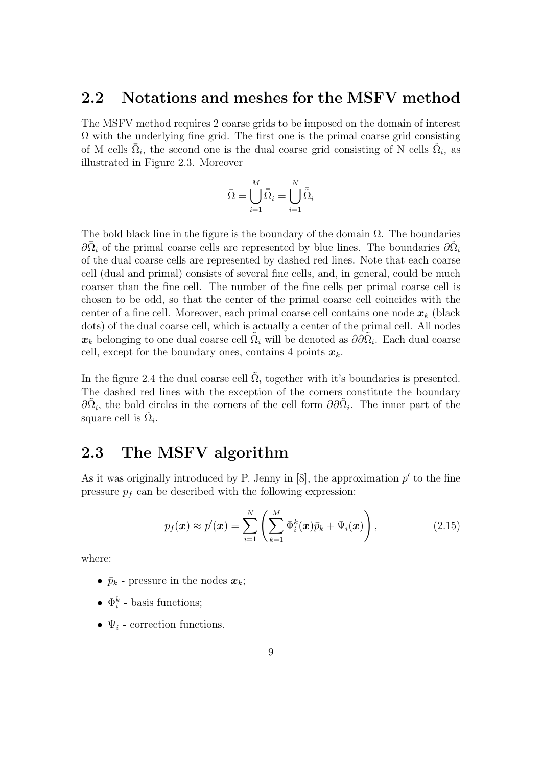## 2.2 Notations and meshes for the MSFV method

The MSFV method requires 2 coarse grids to be imposed on the domain of interest $\Omega$ with the underlying fine grid. The first one is the primal coarse grid consisting of M cells $\bar{\Omega}_i$, the second one is the dual coarse grid consisting of N cells $\tilde{\Omega}_i$, as illustrated in Figure 2.3. Moreover

$$\bar{\Omega} = \bigcup_{i=1}^{M} \bar{\bar{\Omega}}_i = \bigcup_{i=1}^{N} \bar{\tilde{\Omega}}_i$$

The bold black line in the figure is the boundary of the domain $\Omega$. The boundaries $\partial\bar{\Omega}_i$ of the primal coarse cells are represented by blue lines. The boundaries $\partial\tilde{\Omega}_i$ of the dual coarse cells are represented by dashed red lines. Note that each coarse cell (dual and primal) consists of several fine cells, and, in general, could be much coarser than the fine cell. The number of the fine cells per primal coarse cell is chosen to be odd, so that the center of the primal coarse cell coincides with the center of a fine cell. Moreover, each primal coarse cell contains one node $\boldsymbol{x}_k$ (black dots) of the dual coarse cell, which is actually a center of the primal cell. All nodes $\boldsymbol{x}_k$ belonging to one dual coarse cell $\tilde{\Omega}_i$ will be denoted as $\partial\partial\tilde{\Omega}_i$. Each dual coarse cell, except for the boundary ones, contains 4 points $\boldsymbol{x}_k$.

In the figure 2.4 the dual coarse cell $\tilde{\Omega}_i$ together with it's boundaries is presented. The dashed red lines with the exception of the corners constitute the boundary $\partial\tilde{\Omega}_i$, the bold circles in the corners of the cell form $\partial\partial\tilde{\Omega}_i$. The inner part of the square cell is $\tilde{\Omega}_i$.

## 2.3 The MSFV algorithm

As it was originally introduced by P. Jenny in [8], the approximation $p'$ to the fine pressure $p_f$ can be described with the following expression:

$$p_f(\boldsymbol{x}) \approx p'(\boldsymbol{x}) = \sum_{i=1}^{N} \left( \sum_{k=1}^{M} \Phi_i^k(\boldsymbol{x}) \bar{p}_k + \Psi_i(\boldsymbol{x}) \right), \tag{2.15}$$

where:

- $\bar{p}_k$ - pressure in the nodes $\boldsymbol{x}_k$;
- $\Phi_i^k$ - basis functions;
- $\Psi_i$ - correction functions.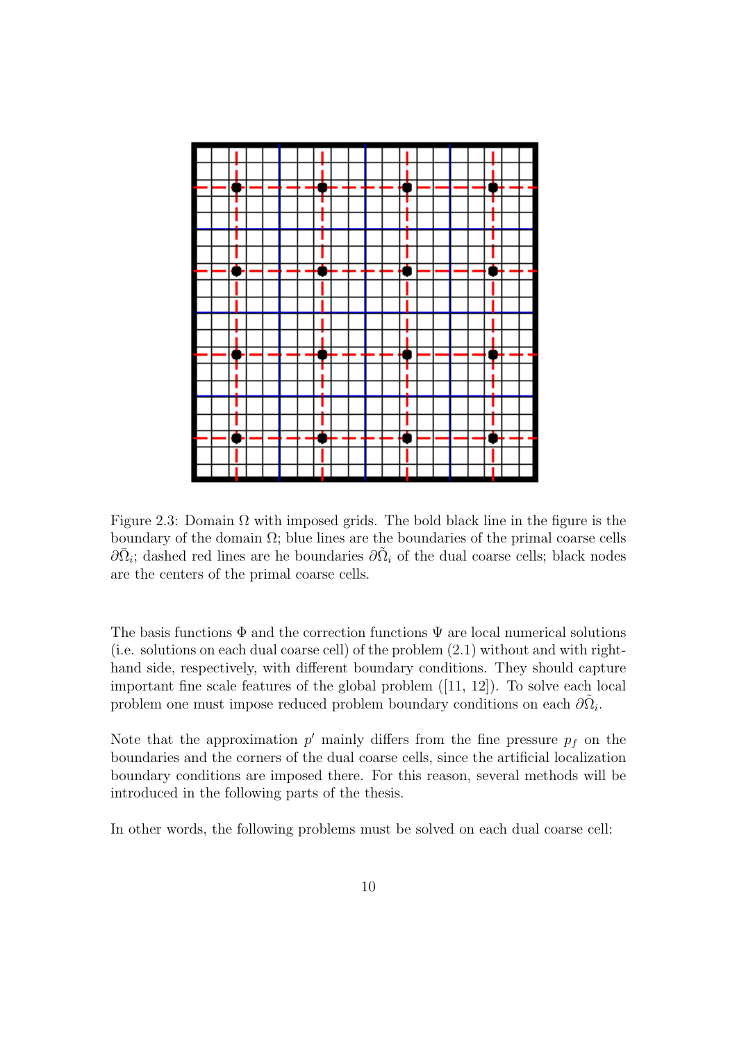Figure 2.3: Domain $\Omega$ with imposed grids. The bold black line in the figure is the boundary of the domain $\Omega$; blue lines are the boundaries of the primal coarse cells $\partial\bar{\Omega}_i$; dashed red lines are he boundaries $\partial\tilde{\Omega}_i$ of the dual coarse cells; black nodes are the centers of the primal coarse cells.

The basis functions $\Phi$ and the correction functions $\Psi$ are local numerical solutions (i.e. solutions on each dual coarse cell) of the problem (2.1) without and with right-hand side, respectively, with different boundary conditions. They should capture important fine scale features of the global problem ([11, 12]). To solve each local problem one must impose reduced problem boundary conditions on each $\partial\tilde{\Omega}_i$.

Note that the approximation $p'$ mainly differs from the fine pressure $p_f$ on the boundaries and the corners of the dual coarse cells, since the artificial localization boundary conditions are imposed there. For this reason, several methods will be introduced in the following parts of the thesis.

In other words, the following problems must be solved on each dual coarse cell: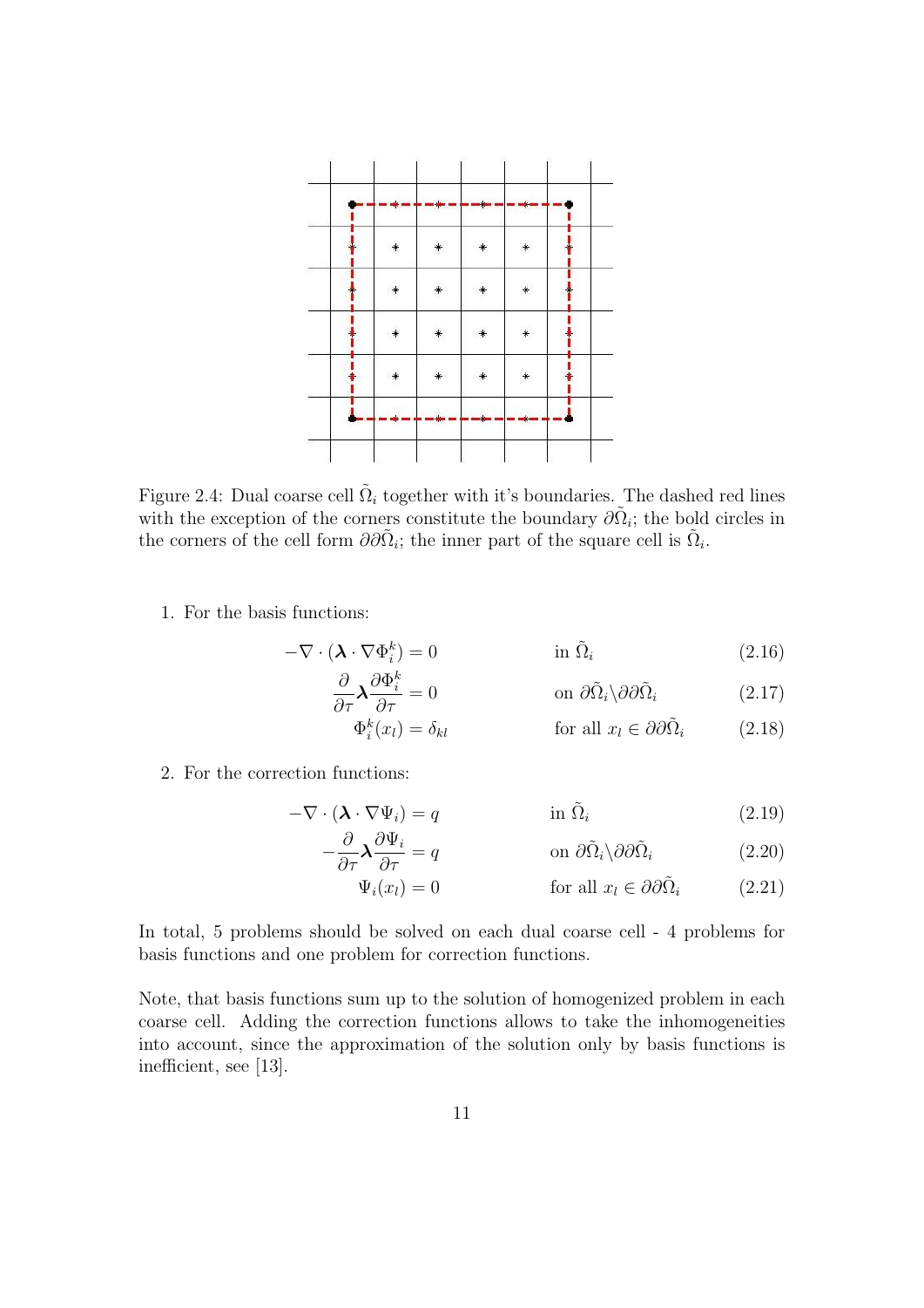Figure 2.4: Dual coarse cell $\tilde{\Omega}_i$ together with it's boundaries. The dashed red lines with the exception of the corners constitute the boundary $\partial\tilde{\Omega}_i$; the bold circles in the corners of the cell form $\partial\partial\tilde{\Omega}_i$; the inner part of the square cell is $\tilde{\Omega}_i$.

1. For the basis functions:

$$-\nabla \cdot (\boldsymbol{\lambda} \cdot \nabla \Phi_i^k) = 0 \qquad \text{in } \tilde{\Omega}_i \tag{2.16}$$

$$\frac{\partial}{\partial \tau} \boldsymbol{\lambda} \frac{\partial \Phi_i^k}{\partial \tau} = 0 \qquad \text{on } \partial\tilde{\Omega}_i \backslash \partial\partial\tilde{\Omega}_i \tag{2.17}$$

$$\Phi_i^k(x_l) = \delta_{kl} \qquad \text{for all } x_l \in \partial\partial\tilde{\Omega}_i \tag{2.18}$$

2. For the correction functions:

$$-\nabla \cdot (\boldsymbol{\lambda} \cdot \nabla \Psi_i) = q \qquad \text{in } \tilde{\Omega}_i \tag{2.19}$$

$$-\frac{\partial}{\partial \tau} \boldsymbol{\lambda} \frac{\partial \Psi_i}{\partial \tau} = q \qquad \text{on } \partial\tilde{\Omega}_i \backslash \partial\partial\tilde{\Omega}_i \tag{2.20}$$

$$\Psi_i(x_l) = 0 \qquad \text{for all } x_l \in \partial\partial\tilde{\Omega}_i \tag{2.21}$$

In total, 5 problems should be solved on each dual coarse cell - 4 problems for basis functions and one problem for correction functions.

Note, that basis functions sum up to the solution of homogenized problem in each coarse cell. Adding the correction functions allows to take the inhomogeneities into account, since the approximation of the solution only by basis functions is inefficient, see [13].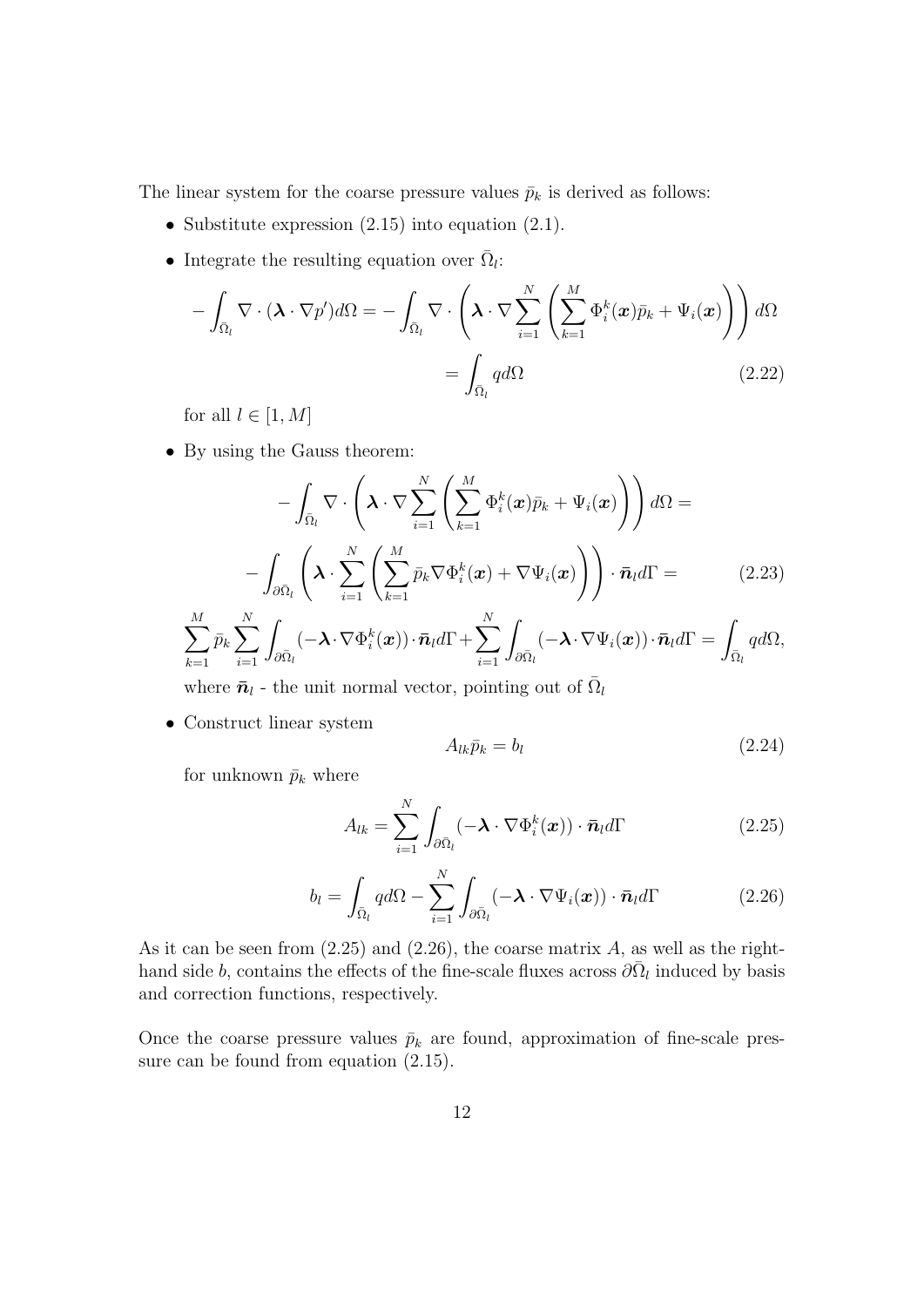The linear system for the coarse pressure values $\bar{p}_k$ is derived as follows:

- Substitute expression (2.15) into equation (2.1).
- Integrate the resulting equation over $\bar{\Omega}_l$:

$$
\begin{aligned}
-\int_{\bar{\Omega}_l} \nabla \cdot (\boldsymbol{\lambda} \cdot \nabla p') d\Omega = -\int_{\bar{\Omega}_l} \nabla \cdot \left( \boldsymbol{\lambda} \cdot \nabla \sum_{i=1}^{N} \left( \sum_{k=1}^{M} \Phi_i^k(\boldsymbol{x}) \bar{p}_k + \Psi_i(\boldsymbol{x}) \right) \right) d\Omega \\
= \int_{\bar{\Omega}_l} q d\Omega
\end{aligned}
\tag{2.22}
$$

  for all $l \in [1, M]$

- By using the Gauss theorem:

$$
\begin{aligned}
-\int_{\bar{\Omega}_l} \nabla \cdot \left( \boldsymbol{\lambda} \cdot \nabla \sum_{i=1}^{N} \left( \sum_{k=1}^{M} \Phi_i^k(\boldsymbol{x}) \bar{p}_k + \Psi_i(\boldsymbol{x}) \right) \right) d\Omega = \\
-\int_{\partial\bar{\Omega}_l} \left( \boldsymbol{\lambda} \cdot \sum_{i=1}^{N} \left( \sum_{k=1}^{M} \bar{p}_k \nabla \Phi_i^k(\boldsymbol{x}) + \nabla \Psi_i(\boldsymbol{x}) \right) \right) \cdot \bar{\boldsymbol{n}}_l d\Gamma = \\
\sum_{k=1}^{M} \bar{p}_k \sum_{i=1}^{N} \int_{\partial\bar{\Omega}_l} (-\boldsymbol{\lambda} \cdot \nabla \Phi_i^k(\boldsymbol{x})) \cdot \bar{\boldsymbol{n}}_l d\Gamma + \sum_{i=1}^{N} \int_{\partial\bar{\Omega}_l} (-\boldsymbol{\lambda} \cdot \nabla \Psi_i(\boldsymbol{x})) \cdot \bar{\boldsymbol{n}}_l d\Gamma = \int_{\bar{\Omega}_l} q d\Omega,
\end{aligned}
\tag{2.23}
$$

  where $\bar{\boldsymbol{n}}_l$ - the unit normal vector, pointing out of $\bar{\Omega}_l$

- Construct linear system

$$
A_{lk} \bar{p}_k = b_l \tag{2.24}
$$

  for unknown $\bar{p}_k$ where

$$
A_{lk} = \sum_{i=1}^{N} \int_{\partial\bar{\Omega}_l} (-\boldsymbol{\lambda} \cdot \nabla \Phi_i^k(\boldsymbol{x})) \cdot \bar{\boldsymbol{n}}_l d\Gamma \tag{2.25}
$$

$$
b_l = \int_{\bar{\Omega}_l} q d\Omega - \sum_{i=1}^{N} \int_{\partial\bar{\Omega}_l} (-\boldsymbol{\lambda} \cdot \nabla \Psi_i(\boldsymbol{x})) \cdot \bar{\boldsymbol{n}}_l d\Gamma \tag{2.26}
$$

As it can be seen from (2.25) and (2.26), the coarse matrix $A$, as well as the right-hand side $b$, contains the effects of the fine-scale fluxes across $\partial\bar{\Omega}_l$ induced by basis and correction functions, respectively.

Once the coarse pressure values $\bar{p}_k$ are found, approximation of fine-scale pressure can be found from equation (2.15).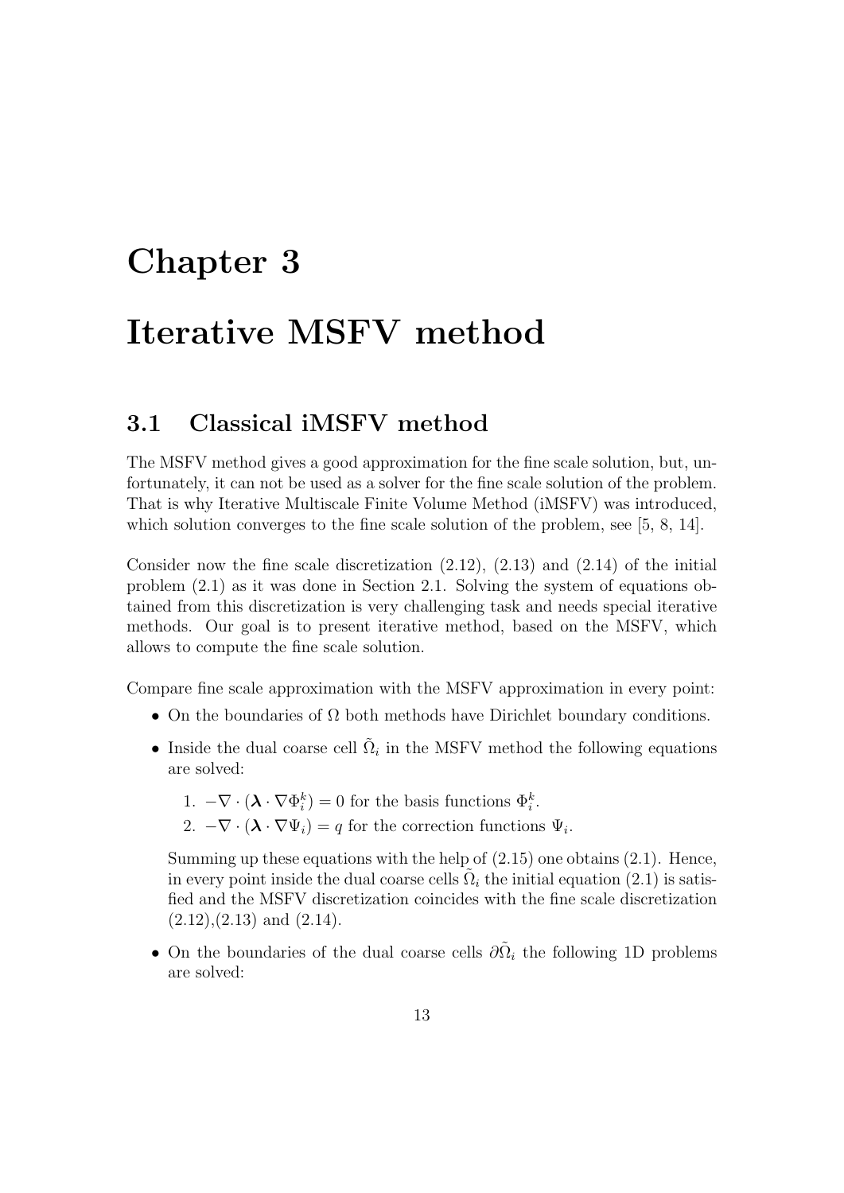# Chapter 3

# Iterative MSFV method

## 3.1 Classical iMSFV method

The MSFV method gives a good approximation for the fine scale solution, but, unfortunately, it can not be used as a solver for the fine scale solution of the problem. That is why Iterative Multiscale Finite Volume Method (iMSFV) was introduced, which solution converges to the fine scale solution of the problem, see [5, 8, 14].

Consider now the fine scale discretization (2.12), (2.13) and (2.14) of the initial problem (2.1) as it was done in Section 2.1. Solving the system of equations obtained from this discretization is very challenging task and needs special iterative methods. Our goal is to present iterative method, based on the MSFV, which allows to compute the fine scale solution.

Compare fine scale approximation with the MSFV approximation in every point:

- On the boundaries of $\Omega$ both methods have Dirichlet boundary conditions.
- Inside the dual coarse cell $\tilde{\Omega}_i$ in the MSFV method the following equations are solved:
  1. $-\nabla \cdot (\boldsymbol{\lambda} \cdot \nabla \Phi_i^k) = 0$ for the basis functions $\Phi_i^k$.
  2. $-\nabla \cdot (\boldsymbol{\lambda} \cdot \nabla \Psi_i) = q$ for the correction functions $\Psi_i$.

  Summing up these equations with the help of (2.15) one obtains (2.1). Hence, in every point inside the dual coarse cells $\tilde{\Omega}_i$ the initial equation (2.1) is satisfied and the MSFV discretization coincides with the fine scale discretization (2.12),(2.13) and (2.14).
- On the boundaries of the dual coarse cells $\partial\tilde{\Omega}_i$ the following 1D problems are solved: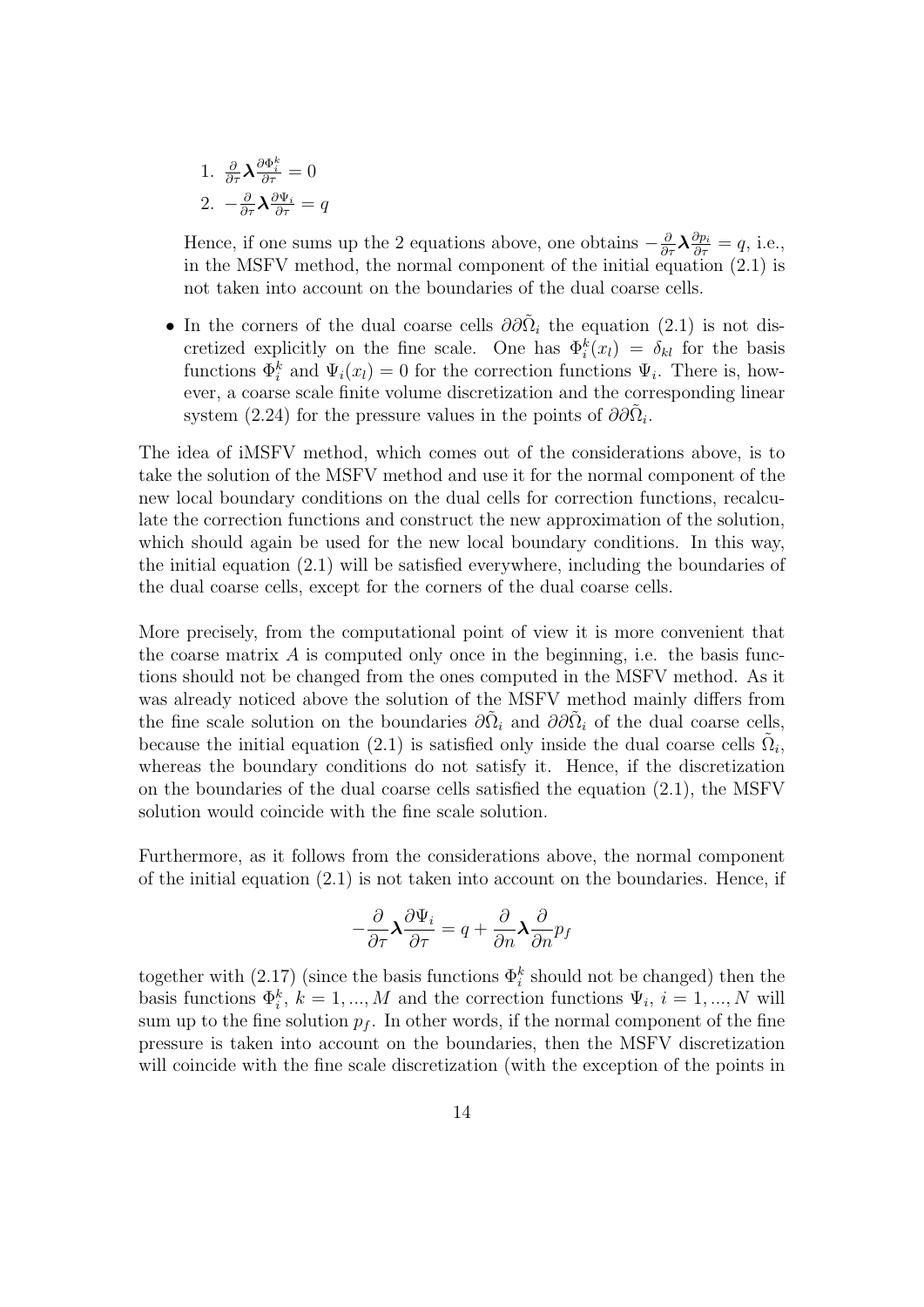1. $\frac{\partial}{\partial \tau}\boldsymbol{\lambda}\frac{\partial \Phi_i^k}{\partial \tau} = 0$
2. $-\frac{\partial}{\partial \tau}\boldsymbol{\lambda}\frac{\partial \Psi_i}{\partial \tau} = q$

   Hence, if one sums up the 2 equations above, one obtains $-\frac{\partial}{\partial \tau}\boldsymbol{\lambda}\frac{\partial p_i}{\partial \tau} = q$, i.e., in the MSFV method, the normal component of the initial equation (2.1) is not taken into account on the boundaries of the dual coarse cells.

- In the corners of the dual coarse cells $\partial\partial\tilde{\Omega}_i$ the equation (2.1) is not discretized explicitly on the fine scale. One has $\Phi_i^k(x_l) = \delta_{kl}$ for the basis functions $\Phi_i^k$ and $\Psi_i(x_l) = 0$ for the correction functions $\Psi_i$. There is, however, a coarse scale finite volume discretization and the corresponding linear system (2.24) for the pressure values in the points of $\partial\partial\tilde{\Omega}_i$.

The idea of iMSFV method, which comes out of the considerations above, is to take the solution of the MSFV method and use it for the normal component of the new local boundary conditions on the dual cells for correction functions, recalculate the correction functions and construct the new approximation of the solution, which should again be used for the new local boundary conditions. In this way, the initial equation (2.1) will be satisfied everywhere, including the boundaries of the dual coarse cells, except for the corners of the dual coarse cells.

More precisely, from the computational point of view it is more convenient that the coarse matrix $A$ is computed only once in the beginning, i.e. the basis functions should not be changed from the ones computed in the MSFV method. As it was already noticed above the solution of the MSFV method mainly differs from the fine scale solution on the boundaries $\partial\tilde{\Omega}_i$ and $\partial\partial\tilde{\Omega}_i$ of the dual coarse cells, because the initial equation (2.1) is satisfied only inside the dual coarse cells $\tilde{\Omega}_i$, whereas the boundary conditions do not satisfy it. Hence, if the discretization on the boundaries of the dual coarse cells satisfied the equation (2.1), the MSFV solution would coincide with the fine scale solution.

Furthermore, as it follows from the considerations above, the normal component of the initial equation (2.1) is not taken into account on the boundaries. Hence, if

$$-\frac{\partial}{\partial \tau}\boldsymbol{\lambda}\frac{\partial \Psi_i}{\partial \tau} = q + \frac{\partial}{\partial n}\boldsymbol{\lambda}\frac{\partial}{\partial n}p_f$$

together with (2.17) (since the basis functions $\Phi_i^k$ should not be changed) then the basis functions $\Phi_i^k$, $k = 1, ..., M$ and the correction functions $\Psi_i$, $i = 1, ..., N$ will sum up to the fine solution $p_f$. In other words, if the normal component of the fine pressure is taken into account on the boundaries, then the MSFV discretization will coincide with the fine scale discretization (with the exception of the points in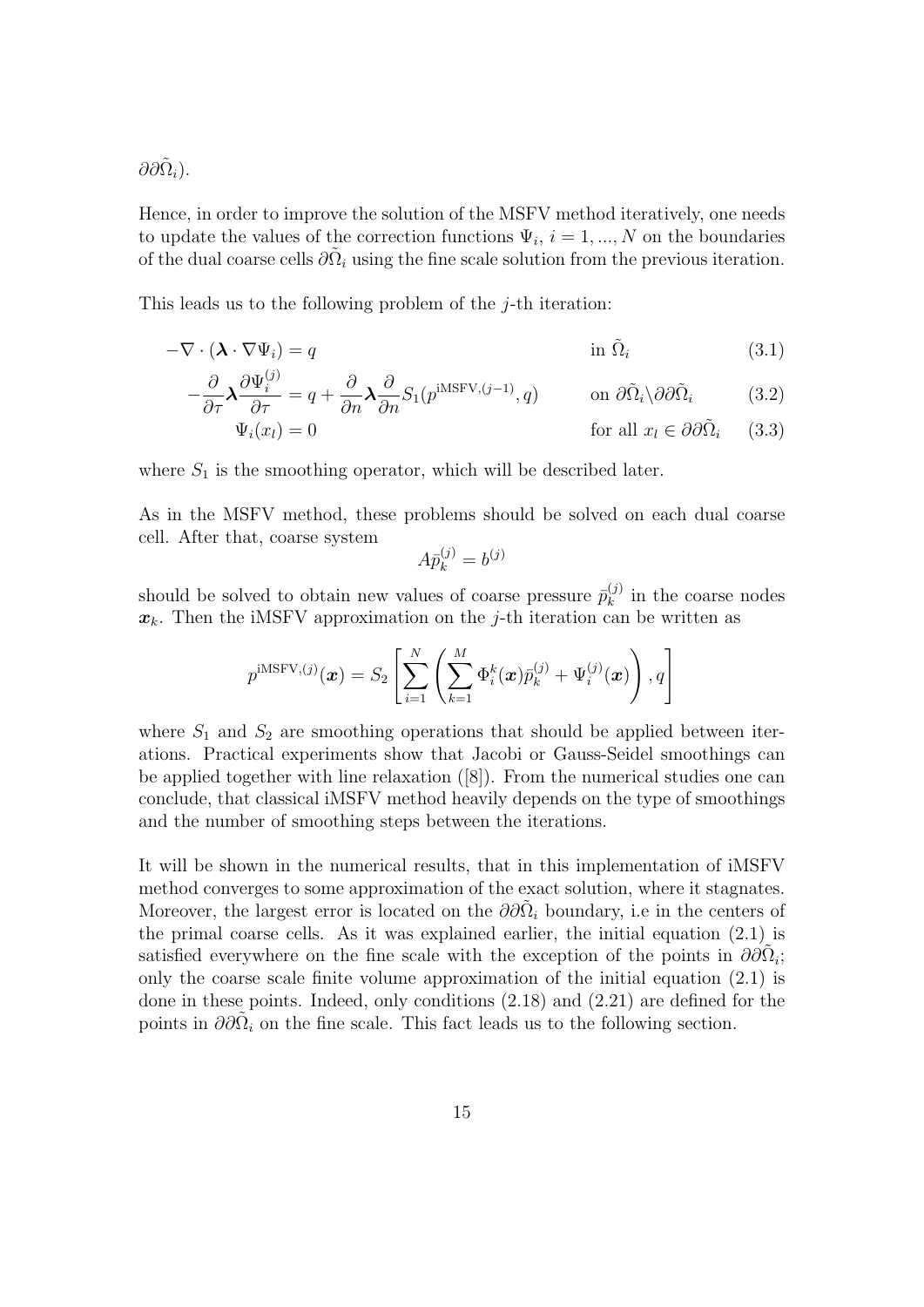$\partial\partial\tilde{\Omega}_i$).

Hence, in order to improve the solution of the MSFV method iteratively, one needs to update the values of the correction functions $\Psi_i$, $i = 1, ..., N$ on the boundaries of the dual coarse cells $\partial\tilde{\Omega}_i$ using the fine scale solution from the previous iteration.

This leads us to the following problem of the $j$-th iteration:

$$-\nabla \cdot (\boldsymbol{\lambda} \cdot \nabla \Psi_i) = q \qquad \text{in } \tilde{\Omega}_i \tag{3.1}$$

$$-\frac{\partial}{\partial \tau} \boldsymbol{\lambda} \frac{\partial \Psi_i^{(j)}}{\partial \tau} = q + \frac{\partial}{\partial n} \boldsymbol{\lambda} \frac{\partial}{\partial n} S_1(p^{\text{iMSFV},(j-1)}, q) \qquad \text{on } \partial\tilde{\Omega}_i \backslash \partial\partial\tilde{\Omega}_i \tag{3.2}$$

$$\Psi_i(x_l) = 0 \qquad \text{for all } x_l \in \partial\partial\tilde{\Omega}_i \tag{3.3}$$

where $S_1$ is the smoothing operator, which will be described later.

As in the MSFV method, these problems should be solved on each dual coarse cell. After that, coarse system

$$A\bar{p}_k^{(j)} = b^{(j)}$$

should be solved to obtain new values of coarse pressure $\bar{p}_k^{(j)}$ in the coarse nodes $\boldsymbol{x}_k$. Then the iMSFV approximation on the $j$-th iteration can be written as

$$p^{\text{iMSFV},(j)}(\boldsymbol{x}) = S_2 \left[ \sum_{i=1}^{N} \left( \sum_{k=1}^{M} \Phi_i^k(\boldsymbol{x}) \bar{p}_k^{(j)} + \Psi_i^{(j)}(\boldsymbol{x}) \right), q \right]$$

where $S_1$ and $S_2$ are smoothing operations that should be applied between iterations. Practical experiments show that Jacobi or Gauss-Seidel smoothings can be applied together with line relaxation ([8]). From the numerical studies one can conclude, that classical iMSFV method heavily depends on the type of smoothings and the number of smoothing steps between the iterations.

It will be shown in the numerical results, that in this implementation of iMSFV method converges to some approximation of the exact solution, where it stagnates. Moreover, the largest error is located on the $\partial\partial\tilde{\Omega}_i$ boundary, i.e in the centers of the primal coarse cells. As it was explained earlier, the initial equation (2.1) is satisfied everywhere on the fine scale with the exception of the points in $\partial\partial\tilde{\Omega}_i$; only the coarse scale finite volume approximation of the initial equation (2.1) is done in these points. Indeed, only conditions (2.18) and (2.21) are defined for the points in $\partial\partial\tilde{\Omega}_i$ on the fine scale. This fact leads us to the following section.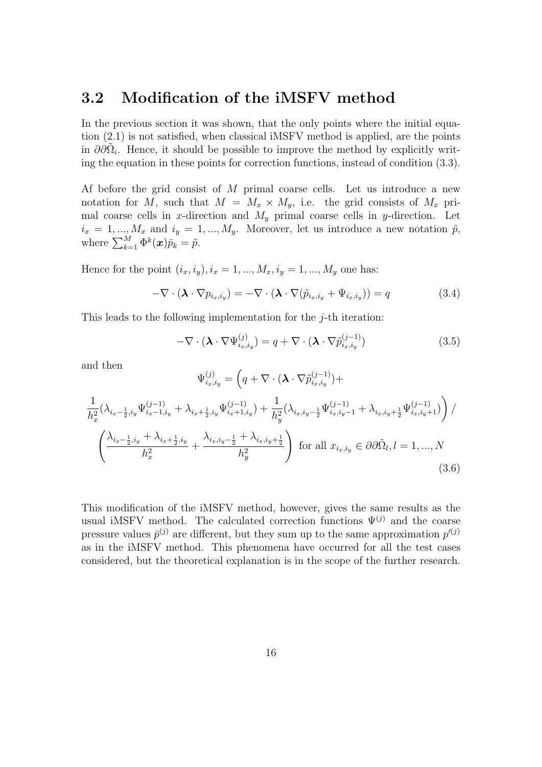## 3.2 Modification of the iMSFV method

In the previous section it was shown, that the only points where the initial equation (2.1) is not satisfied, when classical iMSFV method is applied, are the points in $\partial\partial\tilde{\Omega}_i$. Hence, it should be possible to improve the method by explicitly writing the equation in these points for correction functions, instead of condition (3.3).

Af before the grid consist of $M$ primal coarse cells. Let us introduce a new notation for $M$, such that $M = M_x \times M_y$, i.e. the grid consists of $M_x$ primal coarse cells in $x$-direction and $M_y$ primal coarse cells in $y$-direction. Let $i_x = 1, ..., M_x$ and $i_y = 1, ..., M_y$. Moreover, let us introduce a new notation $\tilde{p}$, where $\sum_{k=1}^{M} \Phi^k(\boldsymbol{x})\bar{p}_k = \tilde{p}$.

Hence for the point $(i_x, i_y), i_x = 1, ..., M_x, i_y = 1, ..., M_y$ one has:

$$-\nabla \cdot (\boldsymbol{\lambda} \cdot \nabla p_{i_x,i_y}) = -\nabla \cdot (\boldsymbol{\lambda} \cdot \nabla(\tilde{p}_{i_x,i_y} + \Psi_{i_x,i_y})) = q \tag{3.4}$$

This leads to the following implementation for the $j$-th iteration:

$$-\nabla \cdot (\boldsymbol{\lambda} \cdot \nabla \Psi^{(j)}_{i_x,i_y}) = q + \nabla \cdot (\boldsymbol{\lambda} \cdot \nabla \tilde{p}^{(j-1)}_{i_x,i_y}) \tag{3.5}$$

and then

$$\Psi^{(j)}_{i_x,i_y} = \Big( q + \nabla \cdot (\boldsymbol{\lambda} \cdot \nabla \tilde{p}^{(j-1)}_{i_x,i_y}) + \frac{1}{h_x^2}(\lambda_{i_x-\frac{1}{2},i_y}\Psi^{(j-1)}_{i_x-1,i_y} + \lambda_{i_x+\frac{1}{2},i_y}\Psi^{(j-1)}_{i_x+1,i_y}) + \frac{1}{h_y^2}(\lambda_{i_x,i_y-\frac{1}{2}}\Psi^{(j-1)}_{i_x,i_y-1} + \lambda_{i_x,i_y+\frac{1}{2}}\Psi^{(j-1)}_{i_x,i_y+1}) \Big) / \left( \frac{\lambda_{i_x-\frac{1}{2},i_y} + \lambda_{i_x+\frac{1}{2},i_y}}{h_x^2} + \frac{\lambda_{i_x,i_y-\frac{1}{2}} + \lambda_{i_x,i_y+\frac{1}{2}}}{h_y^2} \right) \text{ for all } x_{i_x,i_y} \in \partial\partial\tilde{\Omega}_l, l = 1, ..., N \tag{3.6}$$

This modification of the iMSFV method, however, gives the same results as the usual iMSFV method. The calculated correction functions $\Psi^{(j)}$ and the coarse pressure values $\bar{p}^{(j)}$ are different, but they sum up to the same approximation $p'^{(j)}$ as in the iMSFV method. This phenomena have occurred for all the test cases considered, but the theoretical explanation is in the scope of the further research.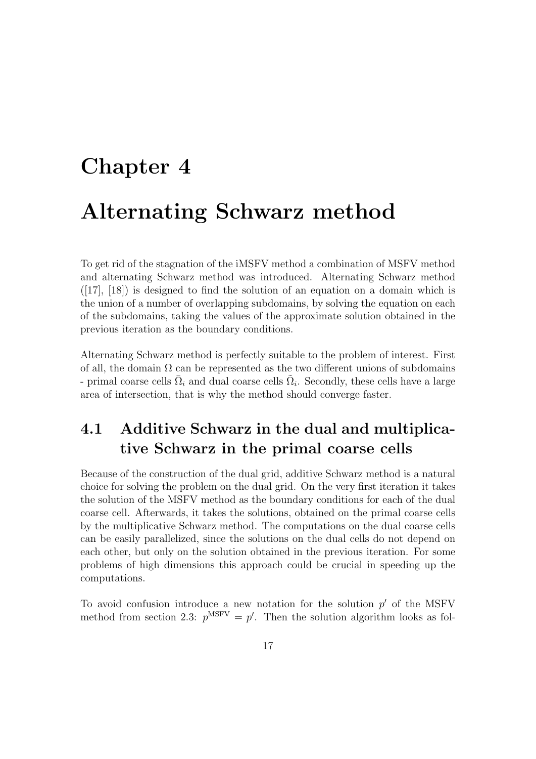# Chapter 4

# Alternating Schwarz method

To get rid of the stagnation of the iMSFV method a combination of MSFV method and alternating Schwarz method was introduced. Alternating Schwarz method ([17], [18]) is designed to find the solution of an equation on a domain which is the union of a number of overlapping subdomains, by solving the equation on each of the subdomains, taking the values of the approximate solution obtained in the previous iteration as the boundary conditions.

Alternating Schwarz method is perfectly suitable to the problem of interest. First of all, the domain $\Omega$ can be represented as the two different unions of subdomains - primal coarse cells $\bar{\Omega}_i$ and dual coarse cells $\tilde{\Omega}_i$. Secondly, these cells have a large area of intersection, that is why the method should converge faster.

## 4.1 Additive Schwarz in the dual and multiplicative Schwarz in the primal coarse cells

Because of the construction of the dual grid, additive Schwarz method is a natural choice for solving the problem on the dual grid. On the very first iteration it takes the solution of the MSFV method as the boundary conditions for each of the dual coarse cell. Afterwards, it takes the solutions, obtained on the primal coarse cells by the multiplicative Schwarz method. The computations on the dual coarse cells can be easily parallelized, since the solutions on the dual cells do not depend on each other, but only on the solution obtained in the previous iteration. For some problems of high dimensions this approach could be crucial in speeding up the computations.

To avoid confusion introduce a new notation for the solution $p'$ of the MSFV method from section 2.3: $p^{\text{MSFV}} = p'$. Then the solution algorithm looks as fol-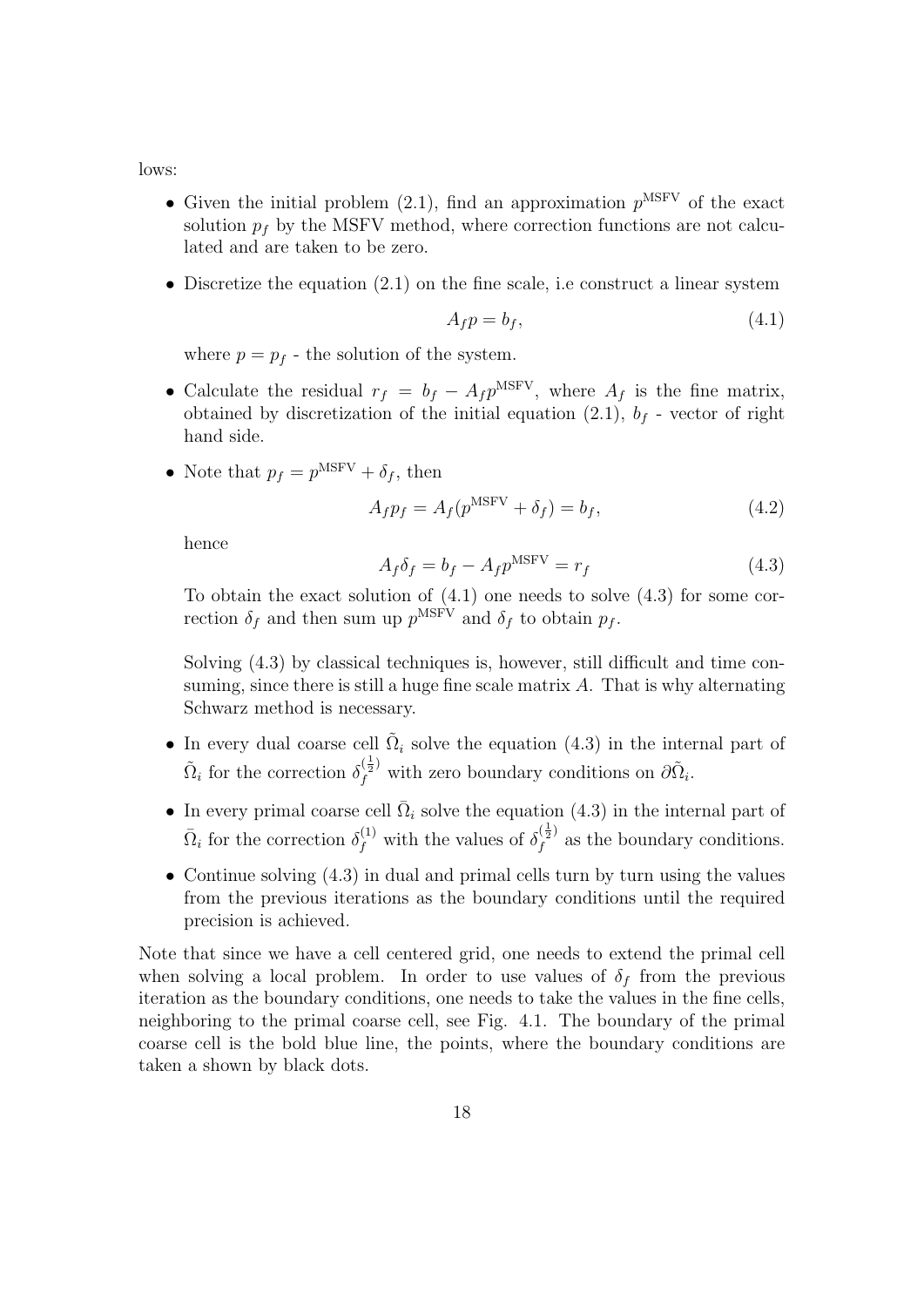lows:

- Given the initial problem (2.1), find an approximation $p^{\text{MSFV}}$ of the exact solution $p_f$ by the MSFV method, where correction functions are not calculated and are taken to be zero.
- Discretize the equation (2.1) on the fine scale, i.e construct a linear system

$$A_f p = b_f, \tag{4.1}$$

  where $p = p_f$ - the solution of the system.

- Calculate the residual $r_f = b_f - A_f p^{\text{MSFV}}$, where $A_f$ is the fine matrix, obtained by discretization of the initial equation (2.1), $b_f$ - vector of right hand side.
- Note that $p_f = p^{\text{MSFV}} + \delta_f$, then

$$A_f p_f = A_f(p^{\text{MSFV}} + \delta_f) = b_f, \tag{4.2}$$

  hence

$$A_f \delta_f = b_f - A_f p^{\text{MSFV}} = r_f \tag{4.3}$$

  To obtain the exact solution of (4.1) one needs to solve (4.3) for some correction $\delta_f$ and then sum up $p^{\text{MSFV}}$ and $\delta_f$ to obtain $p_f$.

  Solving (4.3) by classical techniques is, however, still difficult and time consuming, since there is still a huge fine scale matrix $A$. That is why alternating Schwarz method is necessary.

- In every dual coarse cell $\tilde{\Omega}_i$ solve the equation (4.3) in the internal part of $\tilde{\Omega}_i$ for the correction $\delta_f^{(\frac{1}{2})}$ with zero boundary conditions on $\partial\tilde{\Omega}_i$.
- In every primal coarse cell $\bar{\Omega}_i$ solve the equation (4.3) in the internal part of $\bar{\Omega}_i$ for the correction $\delta_f^{(1)}$ with the values of $\delta_f^{(\frac{1}{2})}$ as the boundary conditions.
- Continue solving (4.3) in dual and primal cells turn by turn using the values from the previous iterations as the boundary conditions until the required precision is achieved.

Note that since we have a cell centered grid, one needs to extend the primal cell when solving a local problem. In order to use values of $\delta_f$ from the previous iteration as the boundary conditions, one needs to take the values in the fine cells, neighboring to the primal coarse cell, see Fig. 4.1. The boundary of the primal coarse cell is the bold blue line, the points, where the boundary conditions are taken a shown by black dots.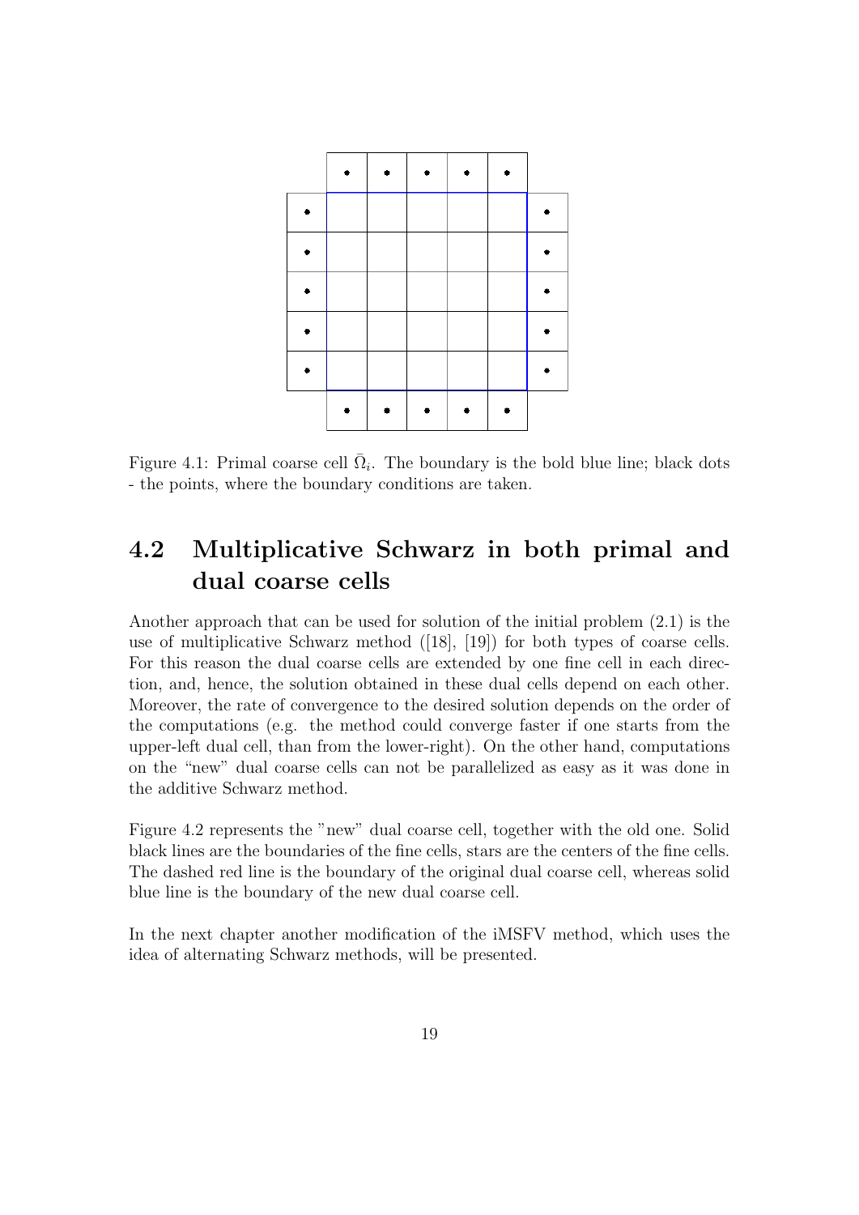Figure 4.1: Primal coarse cell $\bar{\Omega}_i$. The boundary is the bold blue line; black dots - the points, where the boundary conditions are taken.

## 4.2 Multiplicative Schwarz in both primal and dual coarse cells

Another approach that can be used for solution of the initial problem (2.1) is the use of multiplicative Schwarz method ([18], [19]) for both types of coarse cells. For this reason the dual coarse cells are extended by one fine cell in each direction, and, hence, the solution obtained in these dual cells depend on each other. Moreover, the rate of convergence to the desired solution depends on the order of the computations (e.g. the method could converge faster if one starts from the upper-left dual cell, than from the lower-right). On the other hand, computations on the "new" dual coarse cells can not be parallelized as easy as it was done in the additive Schwarz method.

Figure 4.2 represents the "new" dual coarse cell, together with the old one. Solid black lines are the boundaries of the fine cells, stars are the centers of the fine cells. The dashed red line is the boundary of the original dual coarse cell, whereas solid blue line is the boundary of the new dual coarse cell.

In the next chapter another modification of the iMSFV method, which uses the idea of alternating Schwarz methods, will be presented.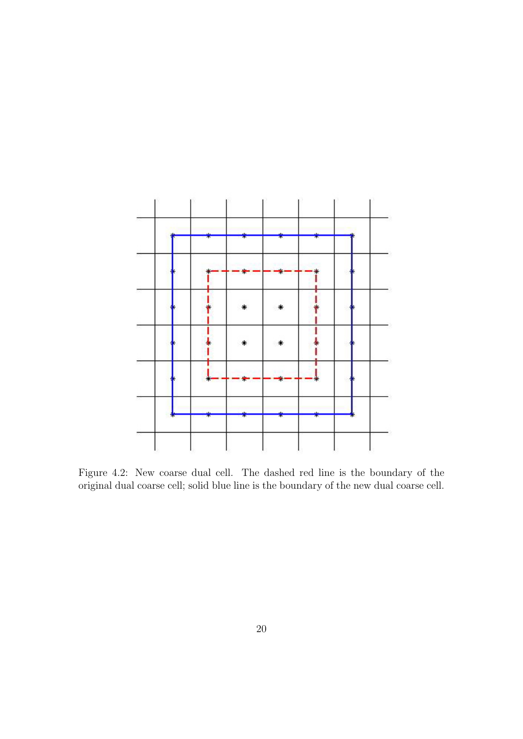Figure 4.2: New coarse dual cell. The dashed red line is the boundary of the original dual coarse cell; solid blue line is the boundary of the new dual coarse cell.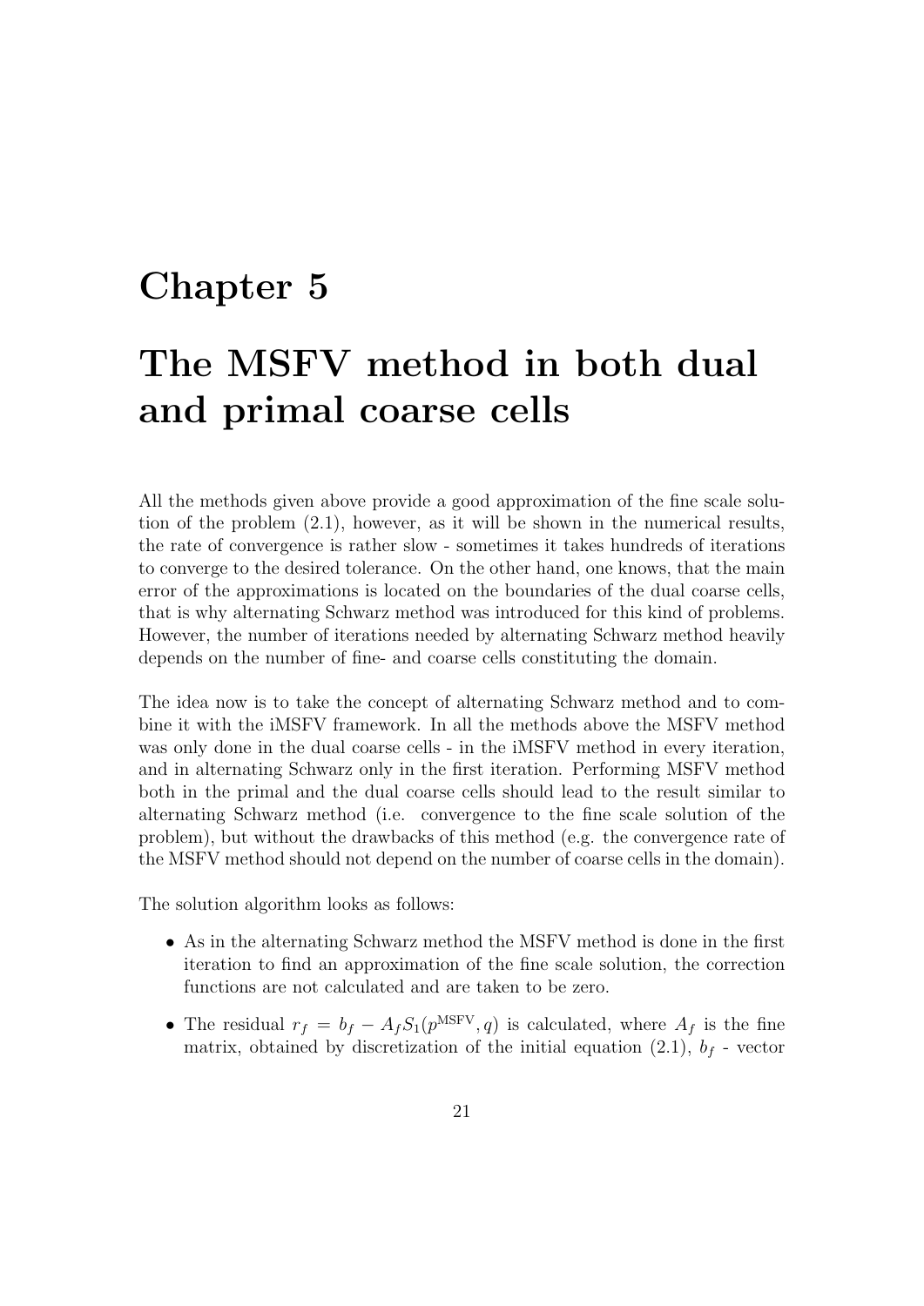# Chapter 5

# The MSFV method in both dual and primal coarse cells

All the methods given above provide a good approximation of the fine scale solution of the problem (2.1), however, as it will be shown in the numerical results, the rate of convergence is rather slow - sometimes it takes hundreds of iterations to converge to the desired tolerance. On the other hand, one knows, that the main error of the approximations is located on the boundaries of the dual coarse cells, that is why alternating Schwarz method was introduced for this kind of problems. However, the number of iterations needed by alternating Schwarz method heavily depends on the number of fine- and coarse cells constituting the domain.

The idea now is to take the concept of alternating Schwarz method and to combine it with the iMSFV framework. In all the methods above the MSFV method was only done in the dual coarse cells - in the iMSFV method in every iteration, and in alternating Schwarz only in the first iteration. Performing MSFV method both in the primal and the dual coarse cells should lead to the result similar to alternating Schwarz method (i.e. convergence to the fine scale solution of the problem), but without the drawbacks of this method (e.g. the convergence rate of the MSFV method should not depend on the number of coarse cells in the domain).

The solution algorithm looks as follows:

- As in the alternating Schwarz method the MSFV method is done in the first iteration to find an approximation of the fine scale solution, the correction functions are not calculated and are taken to be zero.
- The residual $r_f = b_f - A_f S_1(p^{\text{MSFV}}, q)$ is calculated, where $A_f$ is the fine matrix, obtained by discretization of the initial equation (2.1), $b_f$ - vector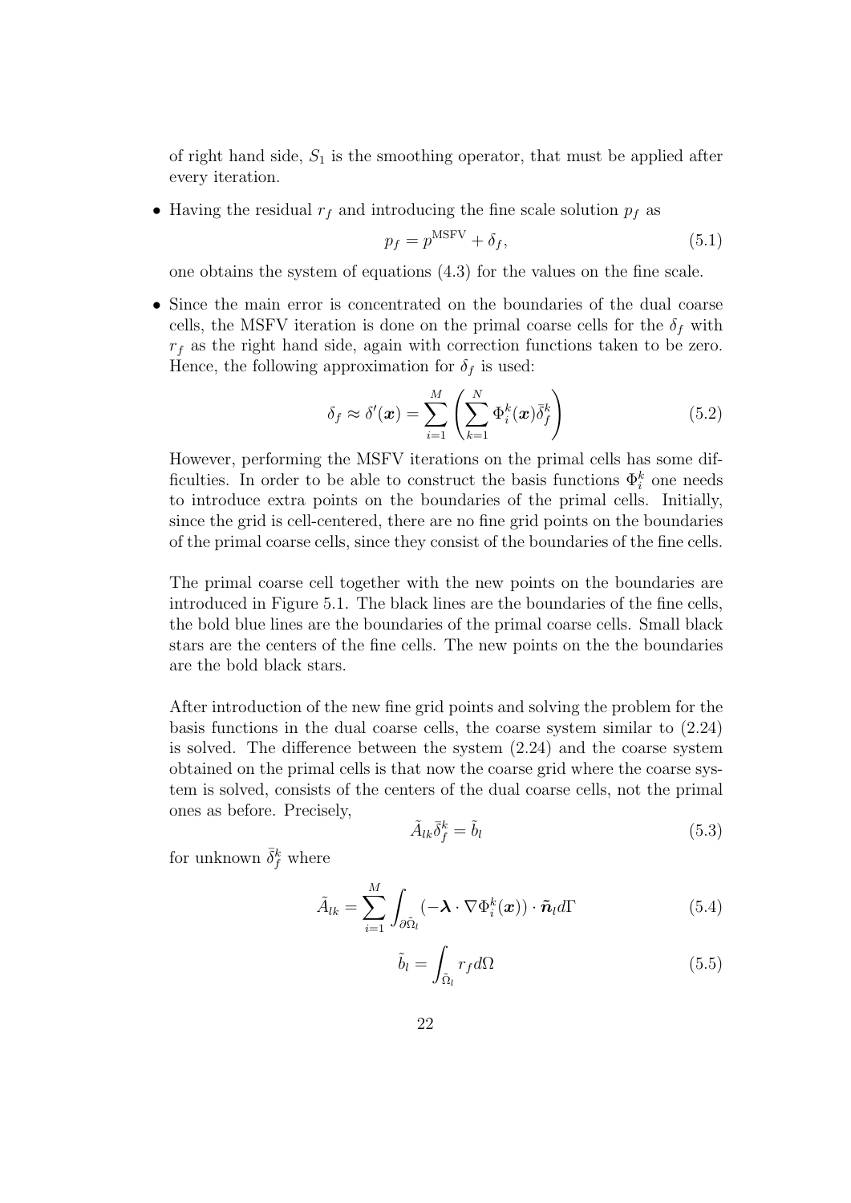of right hand side, $S_1$ is the smoothing operator, that must be applied after every iteration.

- Having the residual $r_f$ and introducing the fine scale solution $p_f$ as

$$p_f = p^{\text{MSFV}} + \delta_f, \tag{5.1}$$

  one obtains the system of equations (4.3) for the values on the fine scale.

- Since the main error is concentrated on the boundaries of the dual coarse cells, the MSFV iteration is done on the primal coarse cells for the $\delta_f$ with $r_f$ as the right hand side, again with correction functions taken to be zero. Hence, the following approximation for $\delta_f$ is used:

$$\delta_f \approx \delta'(\boldsymbol{x}) = \sum_{i=1}^{M} \left( \sum_{k=1}^{N} \Phi_i^k(\boldsymbol{x}) \bar{\delta}_f^k \right) \tag{5.2}$$

  However, performing the MSFV iterations on the primal cells has some difficulties. In order to be able to construct the basis functions $\Phi_i^k$ one needs to introduce extra points on the boundaries of the primal cells. Initially, since the grid is cell-centered, there are no fine grid points on the boundaries of the primal coarse cells, since they consist of the boundaries of the fine cells.

  The primal coarse cell together with the new points on the boundaries are introduced in Figure 5.1. The black lines are the boundaries of the fine cells, the bold blue lines are the boundaries of the primal coarse cells. Small black stars are the centers of the fine cells. The new points on the the boundaries are the bold black stars.

  After introduction of the new fine grid points and solving the problem for the basis functions in the dual coarse cells, the coarse system similar to (2.24) is solved. The difference between the system (2.24) and the coarse system obtained on the primal cells is that now the coarse grid where the coarse system is solved, consists of the centers of the dual coarse cells, not the primal ones as before. Precisely,

$$\tilde{A}_{lk} \bar{\delta}_f^k = \tilde{b}_l \tag{5.3}$$

  for unknown $\bar{\delta}_f^k$ where

$$\tilde{A}_{lk} = \sum_{i=1}^{M} \int_{\partial \tilde{\Omega}_l} (-\boldsymbol{\lambda} \cdot \nabla \Phi_i^k(\boldsymbol{x})) \cdot \tilde{\boldsymbol{n}}_l d\Gamma \tag{5.4}$$

$$\tilde{b}_l = \int_{\tilde{\Omega}_l} r_f d\Omega \tag{5.5}$$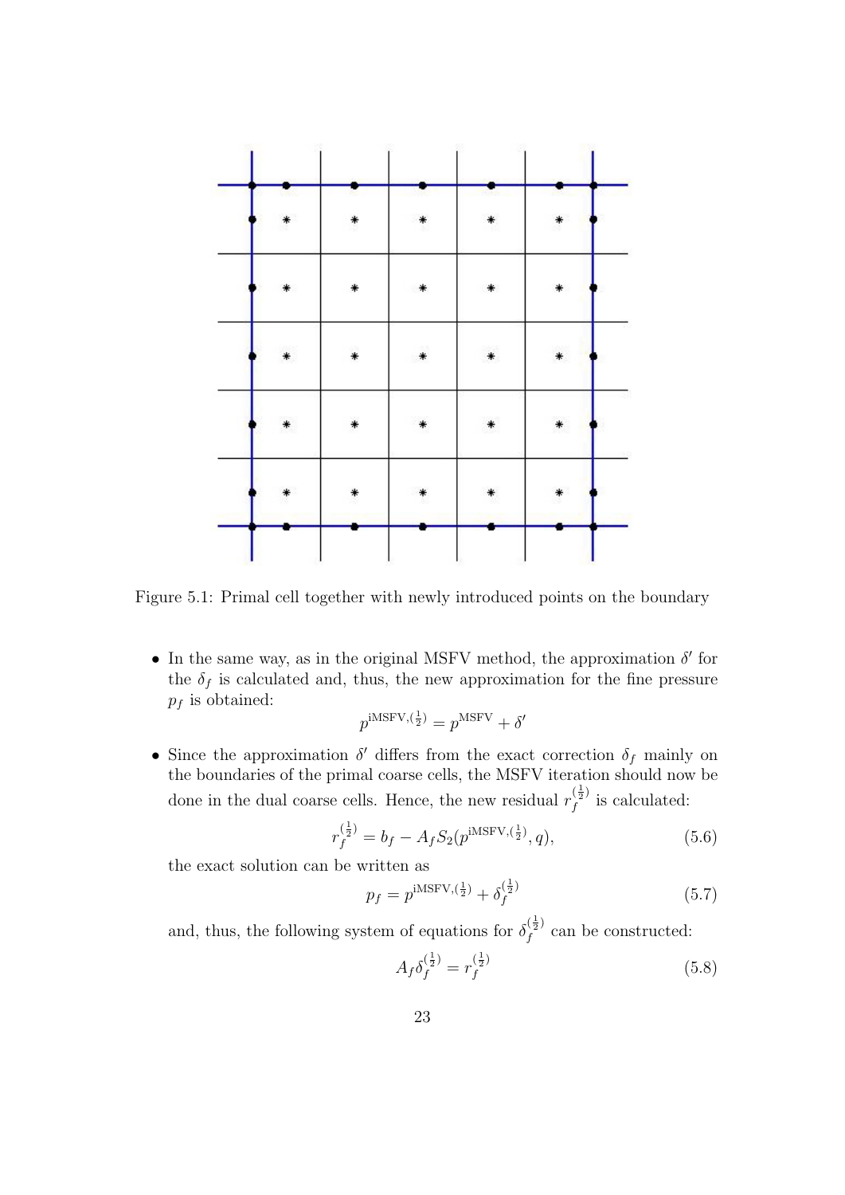Figure 5.1: Primal cell together with newly introduced points on the boundary

- In the same way, as in the original MSFV method, the approximation $\delta'$ for the $\delta_f$ is calculated and, thus, the new approximation for the fine pressure $p_f$ is obtained:

$$p^{\text{iMSFV},(\frac{1}{2})} = p^{\text{MSFV}} + \delta'$$

- Since the approximation $\delta'$ differs from the exact correction $\delta_f$ mainly on the boundaries of the primal coarse cells, the MSFV iteration should now be done in the dual coarse cells. Hence, the new residual $r_f^{(\frac{1}{2})}$ is calculated:

$$r_f^{(\frac{1}{2})} = b_f - A_f S_2(p^{\text{iMSFV},(\frac{1}{2})}, q), \tag{5.6}$$

the exact solution can be written as

$$p_f = p^{\text{iMSFV},(\frac{1}{2})} + \delta_f^{(\frac{1}{2})} \tag{5.7}$$

and, thus, the following system of equations for $\delta_f^{(\frac{1}{2})}$ can be constructed:

$$A_f \delta_f^{(\frac{1}{2})} = r_f^{(\frac{1}{2})} \tag{5.8}$$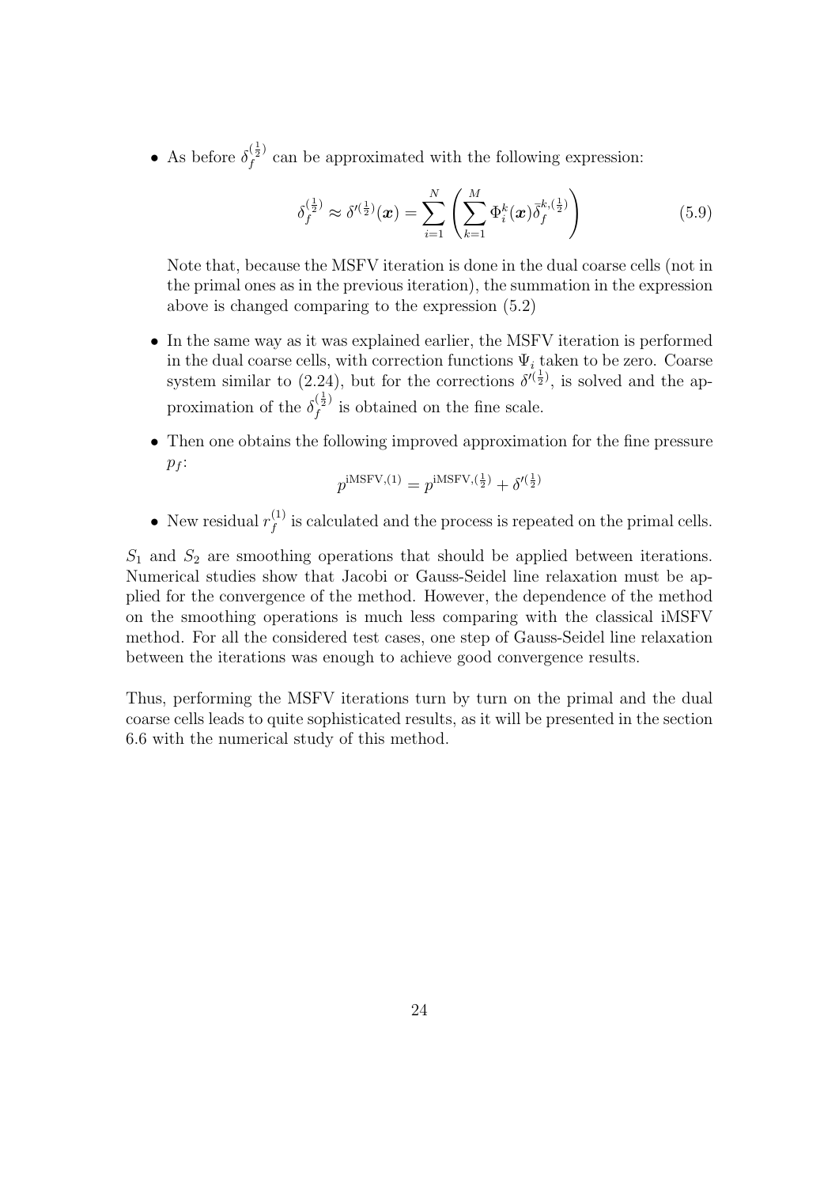- As before $\delta_f^{(\frac{1}{2})}$ can be approximated with the following expression:

$$\delta_f^{(\frac{1}{2})} \approx \delta'^{(\frac{1}{2})}(\boldsymbol{x}) = \sum_{i=1}^{N} \left( \sum_{k=1}^{M} \Phi_i^k(\boldsymbol{x}) \bar{\delta}_f^{k,(\frac{1}{2})} \right) \tag{5.9}$$

  Note that, because the MSFV iteration is done in the dual coarse cells (not in the primal ones as in the previous iteration), the summation in the expression above is changed comparing to the expression (5.2)

- In the same way as it was explained earlier, the MSFV iteration is performed in the dual coarse cells, with correction functions $\Psi_i$ taken to be zero. Coarse system similar to (2.24), but for the corrections $\delta'^{(\frac{1}{2})}$, is solved and the approximation of the $\delta_f^{(\frac{1}{2})}$ is obtained on the fine scale.

- Then one obtains the following improved approximation for the fine pressure $p_f$:

$$p^{\text{iMSFV},(1)} = p^{\text{iMSFV},(\frac{1}{2})} + \delta'^{(\frac{1}{2})}$$

- New residual $r_f^{(1)}$ is calculated and the process is repeated on the primal cells.

$S_1$ and $S_2$ are smoothing operations that should be applied between iterations. Numerical studies show that Jacobi or Gauss-Seidel line relaxation must be applied for the convergence of the method. However, the dependence of the method on the smoothing operations is much less comparing with the classical iMSFV method. For all the considered test cases, one step of Gauss-Seidel line relaxation between the iterations was enough to achieve good convergence results.

Thus, performing the MSFV iterations turn by turn on the primal and the dual coarse cells leads to quite sophisticated results, as it will be presented in the section 6.6 with the numerical study of this method.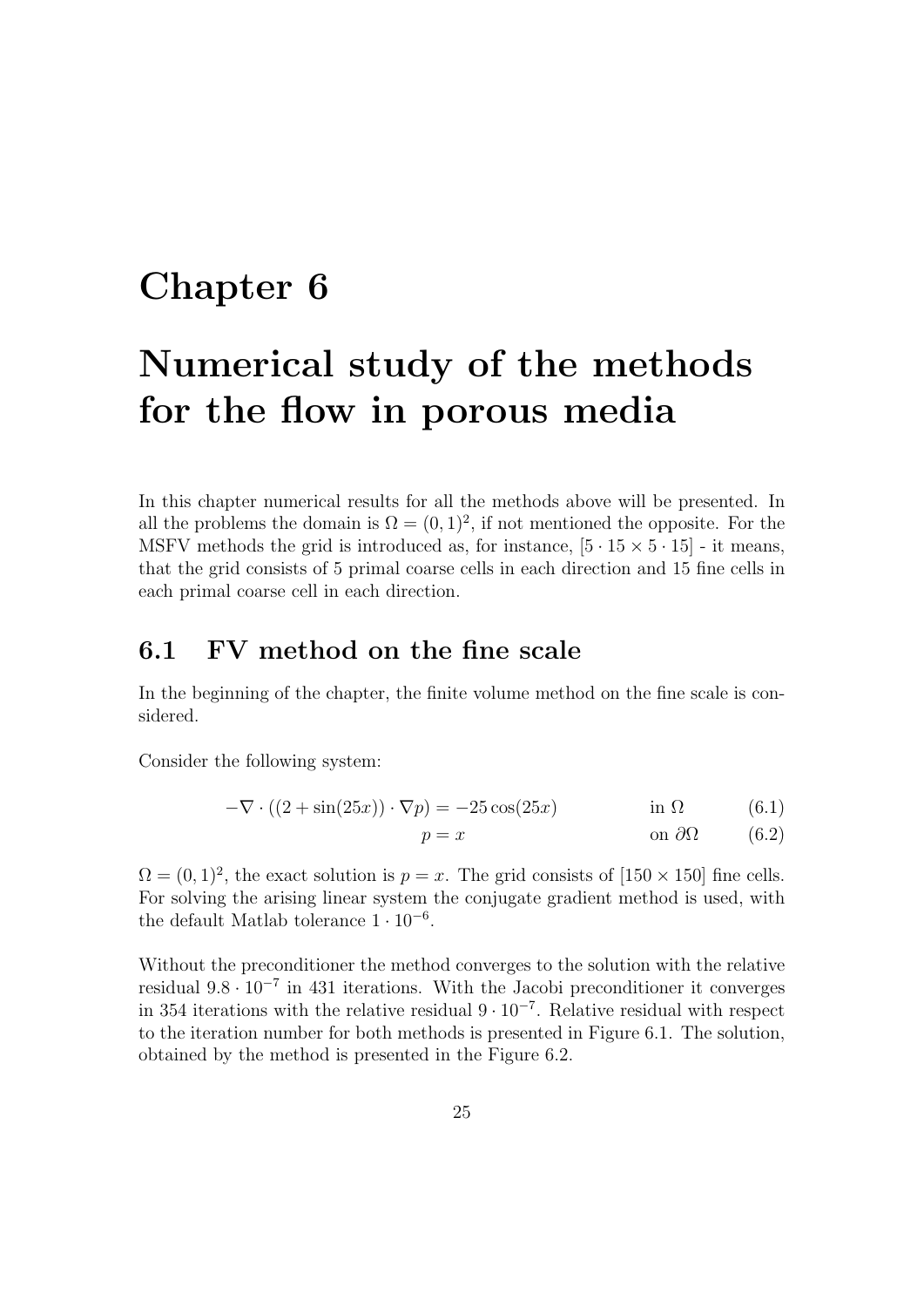# Chapter 6

# Numerical study of the methods for the flow in porous media

In this chapter numerical results for all the methods above will be presented. In all the problems the domain is $\Omega = (0,1)^2$, if not mentioned the opposite. For the MSFV methods the grid is introduced as, for instance, $[5 \cdot 15 \times 5 \cdot 15]$ - it means, that the grid consists of 5 primal coarse cells in each direction and 15 fine cells in each primal coarse cell in each direction.

## 6.1 FV method on the fine scale

In the beginning of the chapter, the finite volume method on the fine scale is considered.

Consider the following system:

$$-\nabla \cdot ((2 + \sin(25x)) \cdot \nabla p) = -25\cos(25x) \qquad \text{in } \Omega \qquad (6.1)$$

$$p = x \qquad \text{on } \partial\Omega \qquad (6.2)$$

$\Omega = (0,1)^2$, the exact solution is $p = x$. The grid consists of $[150 \times 150]$ fine cells. For solving the arising linear system the conjugate gradient method is used, with the default Matlab tolerance $1 \cdot 10^{-6}$.

Without the preconditioner the method converges to the solution with the relative residual $9.8 \cdot 10^{-7}$ in 431 iterations. With the Jacobi preconditioner it converges in 354 iterations with the relative residual $9 \cdot 10^{-7}$. Relative residual with respect to the iteration number for both methods is presented in Figure 6.1. The solution, obtained by the method is presented in the Figure 6.2.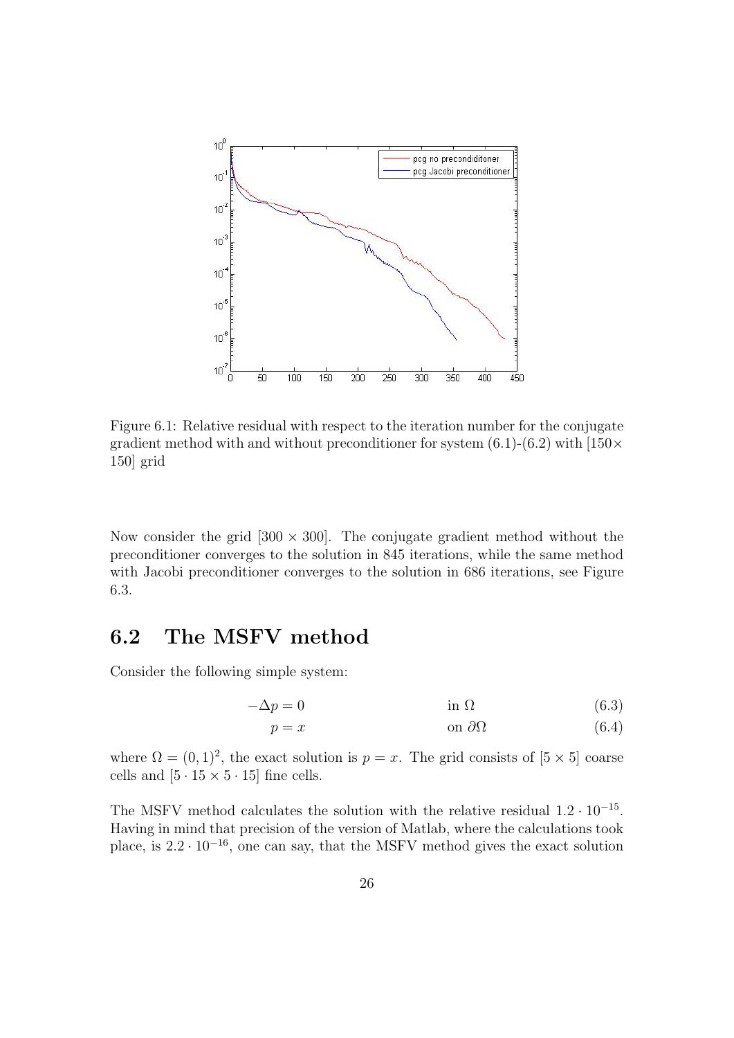Figure 6.1: Relative residual with respect to the iteration number for the conjugate gradient method with and without preconditioner for system (6.1)-(6.2) with [150× 150] grid

Now consider the grid [300 × 300]. The conjugate gradient method without the preconditioner converges to the solution in 845 iterations, while the same method with Jacobi preconditioner converges to the solution in 686 iterations, see Figure 6.3.

## 6.2 The MSFV method

Consider the following simple system:

$$-\Delta p = 0 \qquad \text{in } \Omega \tag{6.3}$$

$$p = x \qquad \text{on } \partial\Omega \tag{6.4}$$

where $\Omega = (0, 1)^2$, the exact solution is $p = x$. The grid consists of $[5 \times 5]$ coarse cells and $[5 \cdot 15 \times 5 \cdot 15]$ fine cells.

The MSFV method calculates the solution with the relative residual $1.2 \cdot 10^{-15}$. Having in mind that precision of the version of Matlab, where the calculations took place, is $2.2 \cdot 10^{-16}$, one can say, that the MSFV method gives the exact solution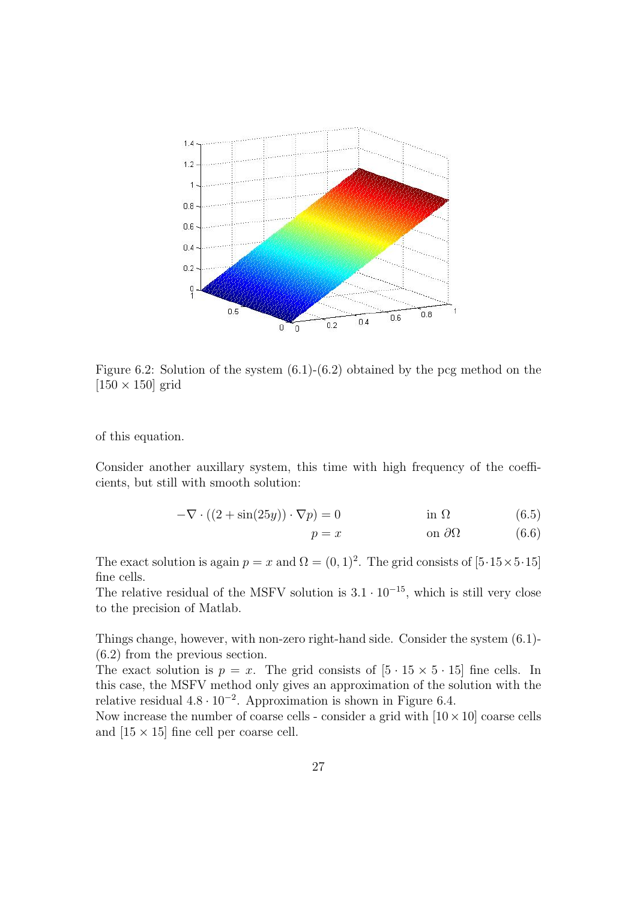Figure 6.2: Solution of the system (6.1)-(6.2) obtained by the pcg method on the $[150 \times 150]$ grid

of this equation.

Consider another auxillary system, this time with high frequency of the coefficients, but still with smooth solution:

$$-\nabla \cdot ((2 + \sin(25y)) \cdot \nabla p) = 0 \qquad \text{in } \Omega \tag{6.5}$$

$$p = x \qquad \text{on } \partial\Omega \tag{6.6}$$

The exact solution is again $p = x$ and $\Omega = (0, 1)^2$. The grid consists of $[5 \cdot 15 \times 5 \cdot 15]$ fine cells.
The relative residual of the MSFV solution is $3.1 \cdot 10^{-15}$, which is still very close to the precision of Matlab.

Things change, however, with non-zero right-hand side. Consider the system (6.1)-(6.2) from the previous section.
The exact solution is $p = x$. The grid consists of $[5 \cdot 15 \times 5 \cdot 15]$ fine cells. In this case, the MSFV method only gives an approximation of the solution with the relative residual $4.8 \cdot 10^{-2}$. Approximation is shown in Figure 6.4.
Now increase the number of coarse cells - consider a grid with $[10 \times 10]$ coarse cells and $[15 \times 15]$ fine cell per coarse cell.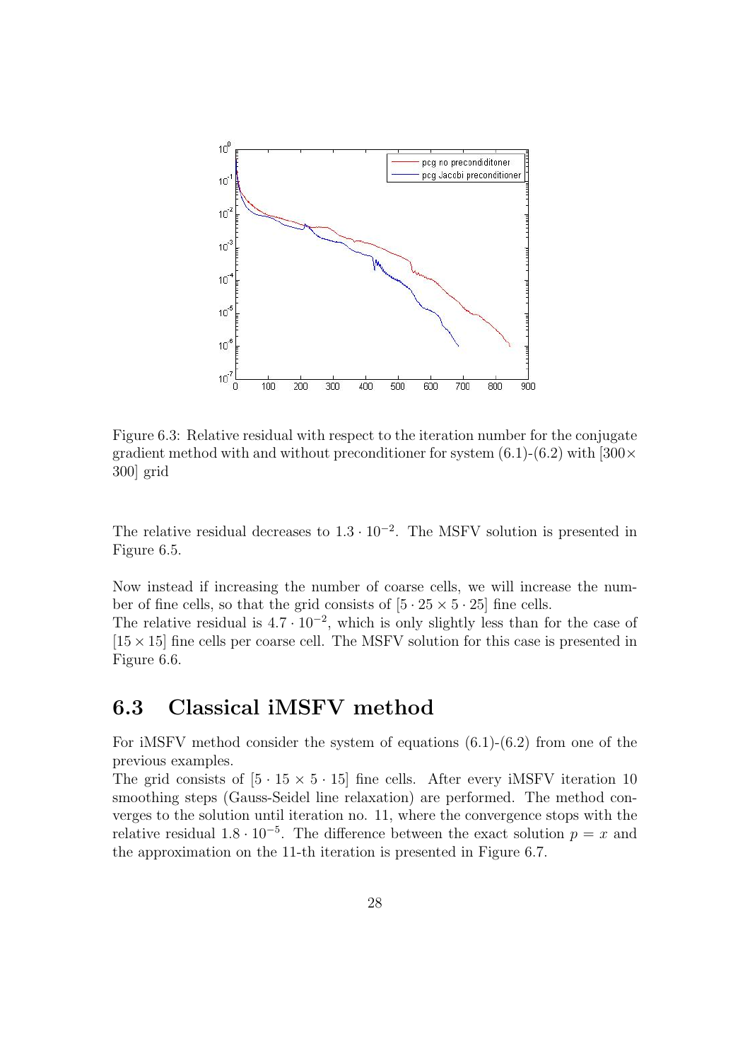Figure 6.3: Relative residual with respect to the iteration number for the conjugate gradient method with and without preconditioner for system (6.1)-(6.2) with $[300 \times 300]$ grid

The relative residual decreases to $1.3 \cdot 10^{-2}$. The MSFV solution is presented in Figure 6.5.

Now instead if increasing the number of coarse cells, we will increase the number of fine cells, so that the grid consists of $[5 \cdot 25 \times 5 \cdot 25]$ fine cells.
The relative residual is $4.7 \cdot 10^{-2}$, which is only slightly less than for the case of $[15 \times 15]$ fine cells per coarse cell. The MSFV solution for this case is presented in Figure 6.6.

## 6.3 Classical iMSFV method

For iMSFV method consider the system of equations (6.1)-(6.2) from one of the previous examples.
The grid consists of $[5 \cdot 15 \times 5 \cdot 15]$ fine cells. After every iMSFV iteration 10 smoothing steps (Gauss-Seidel line relaxation) are performed. The method converges to the solution until iteration no. 11, where the convergence stops with the relative residual $1.8 \cdot 10^{-5}$. The difference between the exact solution $p = x$ and the approximation on the 11-th iteration is presented in Figure 6.7.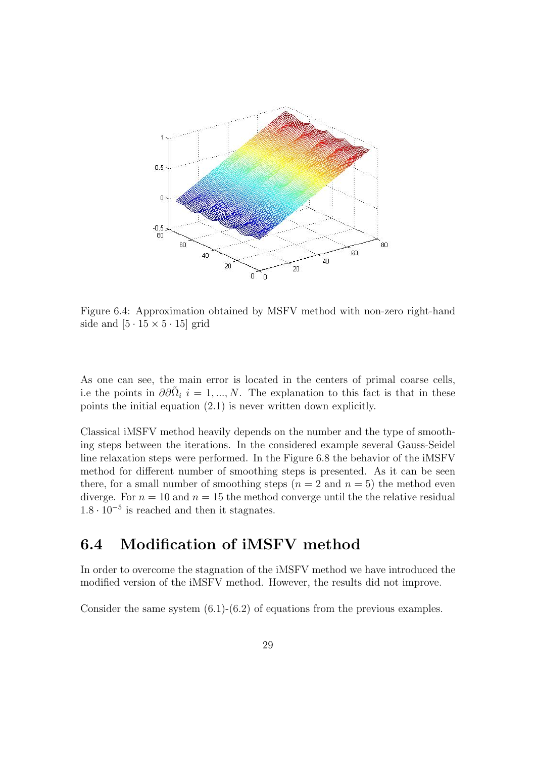Figure 6.4: Approximation obtained by MSFV method with non-zero right-hand side and $[5 \cdot 15 \times 5 \cdot 15]$ grid

As one can see, the main error is located in the centers of primal coarse cells, i.e the points in $\partial\partial\tilde{\Omega}_i$ $i = 1, ..., N$. The explanation to this fact is that in these points the initial equation (2.1) is never written down explicitly.

Classical iMSFV method heavily depends on the number and the type of smoothing steps between the iterations. In the considered example several Gauss-Seidel line relaxation steps were performed. In the Figure 6.8 the behavior of the iMSFV method for different number of smoothing steps is presented. As it can be seen there, for a small number of smoothing steps ($n = 2$ and $n = 5$) the method even diverge. For $n = 10$ and $n = 15$ the method converge until the the relative residual $1.8 \cdot 10^{-5}$ is reached and then it stagnates.

## 6.4 Modification of iMSFV method

In order to overcome the stagnation of the iMSFV method we have introduced the modified version of the iMSFV method. However, the results did not improve.

Consider the same system (6.1)-(6.2) of equations from the previous examples.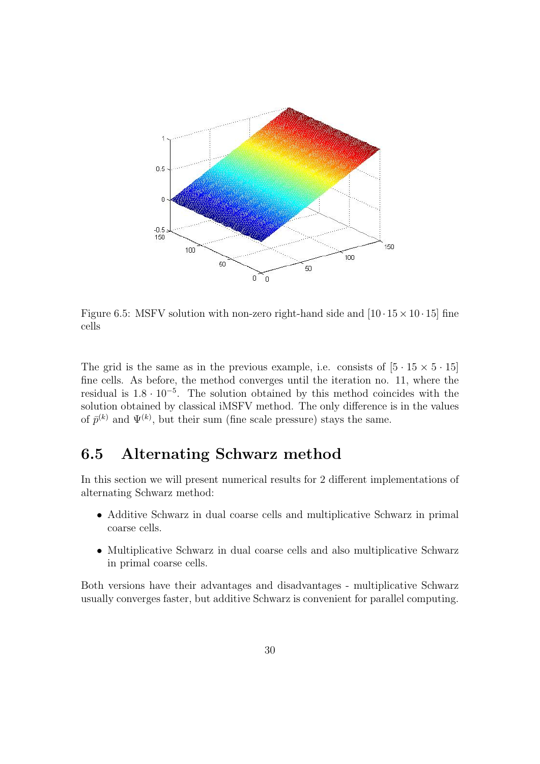Figure 6.5: MSFV solution with non-zero right-hand side and $[10 \cdot 15 \times 10 \cdot 15]$ fine cells

The grid is the same as in the previous example, i.e. consists of $[5 \cdot 15 \times 5 \cdot 15]$ fine cells. As before, the method converges until the iteration no. 11, where the residual is $1.8 \cdot 10^{-5}$. The solution obtained by this method coincides with the solution obtained by classical iMSFV method. The only difference is in the values of $\bar{p}^{(k)}$ and $\Psi^{(k)}$, but their sum (fine scale pressure) stays the same.

## 6.5 Alternating Schwarz method

In this section we will present numerical results for 2 different implementations of alternating Schwarz method:

- Additive Schwarz in dual coarse cells and multiplicative Schwarz in primal coarse cells.
- Multiplicative Schwarz in dual coarse cells and also multiplicative Schwarz in primal coarse cells.

Both versions have their advantages and disadvantages - multiplicative Schwarz usually converges faster, but additive Schwarz is convenient for parallel computing.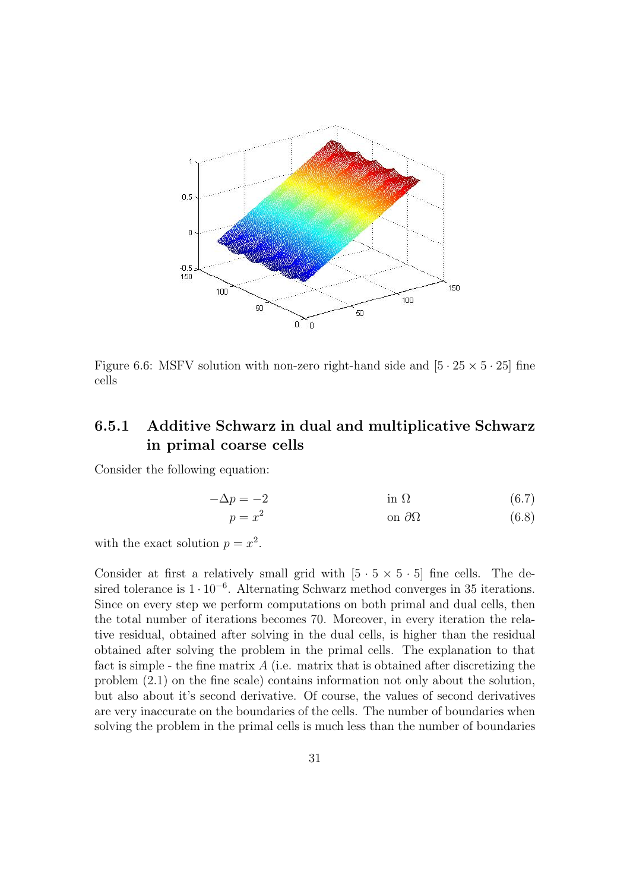Figure 6.6: MSFV solution with non-zero right-hand side and $[5 \cdot 25 \times 5 \cdot 25]$ fine cells

### 6.5.1 Additive Schwarz in dual and multiplicative Schwarz in primal coarse cells

Consider the following equation:

$$-\Delta p = -2 \qquad \text{in } \Omega \tag{6.7}$$

$$p = x^2 \qquad \text{on } \partial\Omega \tag{6.8}$$

with the exact solution $p = x^2$.

Consider at first a relatively small grid with $[5 \cdot 5 \times 5 \cdot 5]$ fine cells. The desired tolerance is $1 \cdot 10^{-6}$. Alternating Schwarz method converges in 35 iterations. Since on every step we perform computations on both primal and dual cells, then the total number of iterations becomes 70. Moreover, in every iteration the relative residual, obtained after solving in the dual cells, is higher than the residual obtained after solving the problem in the primal cells. The explanation to that fact is simple - the fine matrix $A$ (i.e. matrix that is obtained after discretizing the problem (2.1) on the fine scale) contains information not only about the solution, but also about it's second derivative. Of course, the values of second derivatives are very inaccurate on the boundaries of the cells. The number of boundaries when solving the problem in the primal cells is much less than the number of boundaries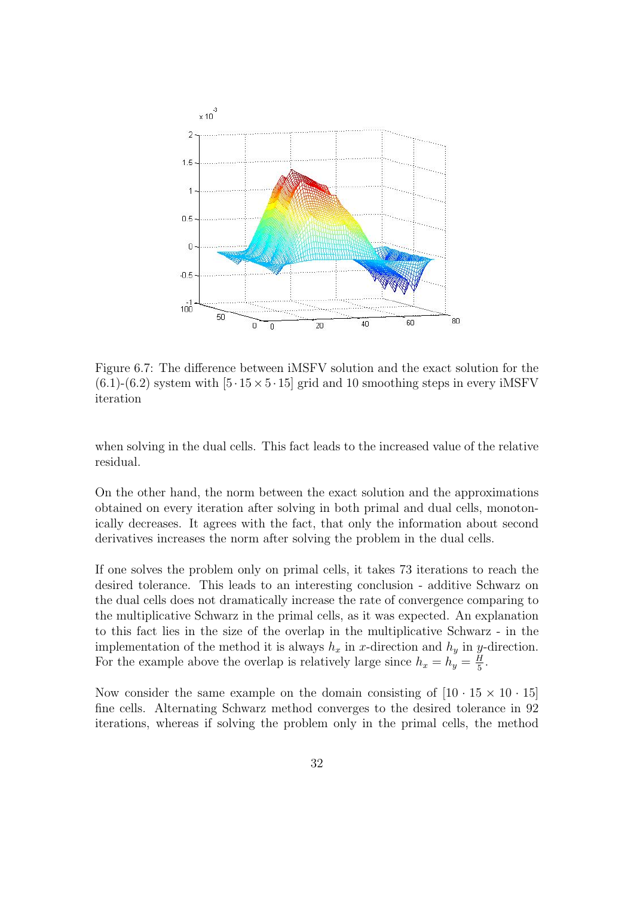Figure 6.7: The difference between iMSFV solution and the exact solution for the (6.1)-(6.2) system with $[5 \cdot 15 \times 5 \cdot 15]$ grid and 10 smoothing steps in every iMSFV iteration

when solving in the dual cells. This fact leads to the increased value of the relative residual.

On the other hand, the norm between the exact solution and the approximations obtained on every iteration after solving in both primal and dual cells, monotonically decreases. It agrees with the fact, that only the information about second derivatives increases the norm after solving the problem in the dual cells.

If one solves the problem only on primal cells, it takes 73 iterations to reach the desired tolerance. This leads to an interesting conclusion - additive Schwarz on the dual cells does not dramatically increase the rate of convergence comparing to the multiplicative Schwarz in the primal cells, as it was expected. An explanation to this fact lies in the size of the overlap in the multiplicative Schwarz - in the implementation of the method it is always $h_x$ in $x$-direction and $h_y$ in $y$-direction. For the example above the overlap is relatively large since $h_x = h_y = \frac{H}{5}$.

Now consider the same example on the domain consisting of $[10 \cdot 15 \times 10 \cdot 15]$ fine cells. Alternating Schwarz method converges to the desired tolerance in 92 iterations, whereas if solving the problem only in the primal cells, the method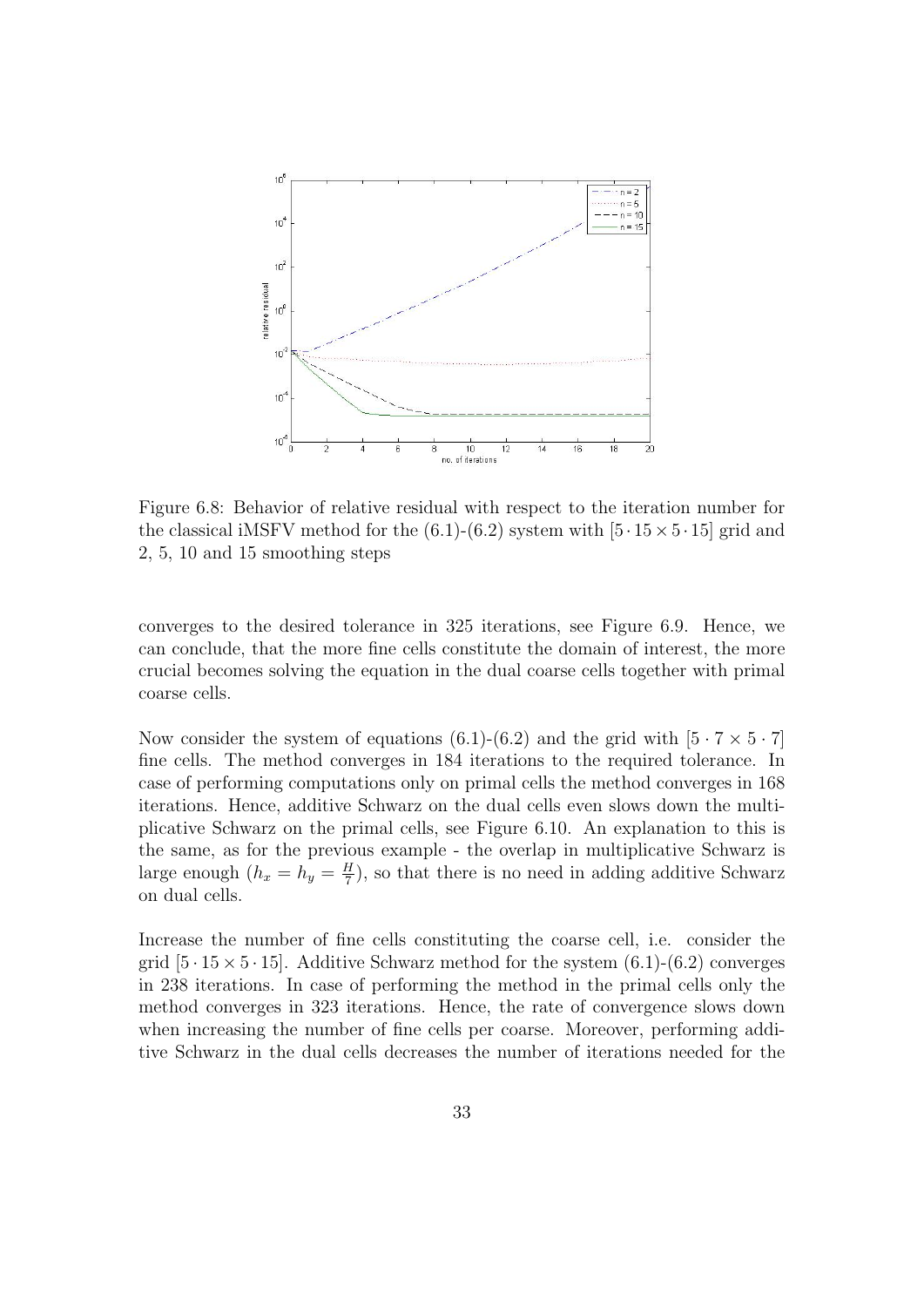Figure 6.8: Behavior of relative residual with respect to the iteration number for the classical iMSFV method for the (6.1)-(6.2) system with $[5 \cdot 15 \times 5 \cdot 15]$ grid and 2, 5, 10 and 15 smoothing steps

converges to the desired tolerance in 325 iterations, see Figure 6.9. Hence, we can conclude, that the more fine cells constitute the domain of interest, the more crucial becomes solving the equation in the dual coarse cells together with primal coarse cells.

Now consider the system of equations (6.1)-(6.2) and the grid with $[5 \cdot 7 \times 5 \cdot 7]$ fine cells. The method converges in 184 iterations to the required tolerance. In case of performing computations only on primal cells the method converges in 168 iterations. Hence, additive Schwarz on the dual cells even slows down the multiplicative Schwarz on the primal cells, see Figure 6.10. An explanation to this is the same, as for the previous example - the overlap in multiplicative Schwarz is large enough ($h_x = h_y = \frac{H}{7}$), so that there is no need in adding additive Schwarz on dual cells.

Increase the number of fine cells constituting the coarse cell, i.e. consider the grid $[5 \cdot 15 \times 5 \cdot 15]$. Additive Schwarz method for the system (6.1)-(6.2) converges in 238 iterations. In case of performing the method in the primal cells only the method converges in 323 iterations. Hence, the rate of convergence slows down when increasing the number of fine cells per coarse. Moreover, performing additive Schwarz in the dual cells decreases the number of iterations needed for the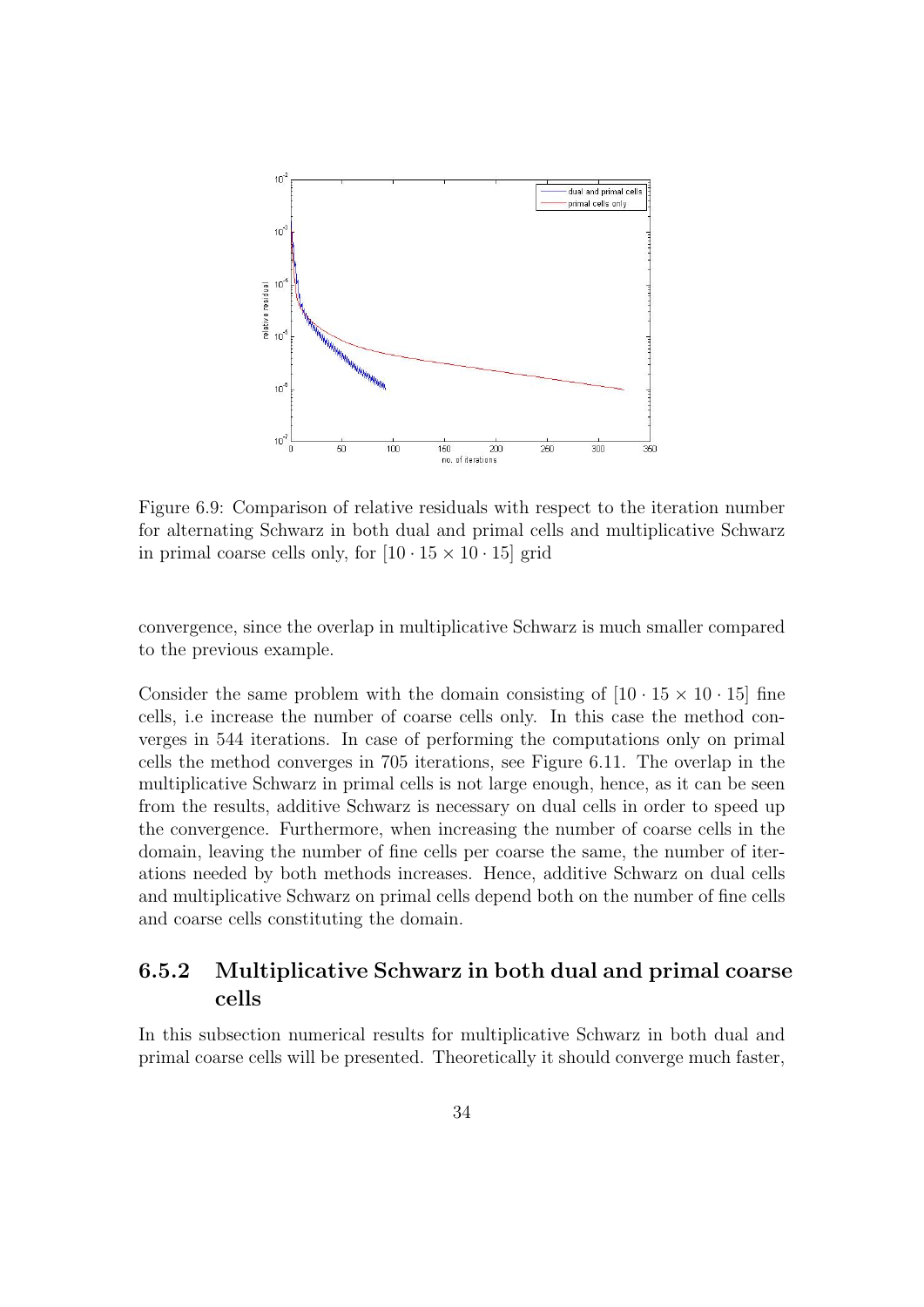Figure 6.9: Comparison of relative residuals with respect to the iteration number for alternating Schwarz in both dual and primal cells and multiplicative Schwarz in primal coarse cells only, for $[10 \cdot 15 \times 10 \cdot 15]$ grid

convergence, since the overlap in multiplicative Schwarz is much smaller compared to the previous example.

Consider the same problem with the domain consisting of $[10 \cdot 15 \times 10 \cdot 15]$ fine cells, i.e increase the number of coarse cells only. In this case the method converges in 544 iterations. In case of performing the computations only on primal cells the method converges in 705 iterations, see Figure 6.11. The overlap in the multiplicative Schwarz in primal cells is not large enough, hence, as it can be seen from the results, additive Schwarz is necessary on dual cells in order to speed up the convergence. Furthermore, when increasing the number of coarse cells in the domain, leaving the number of fine cells per coarse the same, the number of iterations needed by both methods increases. Hence, additive Schwarz on dual cells and multiplicative Schwarz on primal cells depend both on the number of fine cells and coarse cells constituting the domain.

### 6.5.2 Multiplicative Schwarz in both dual and primal coarse cells

In this subsection numerical results for multiplicative Schwarz in both dual and primal coarse cells will be presented. Theoretically it should converge much faster,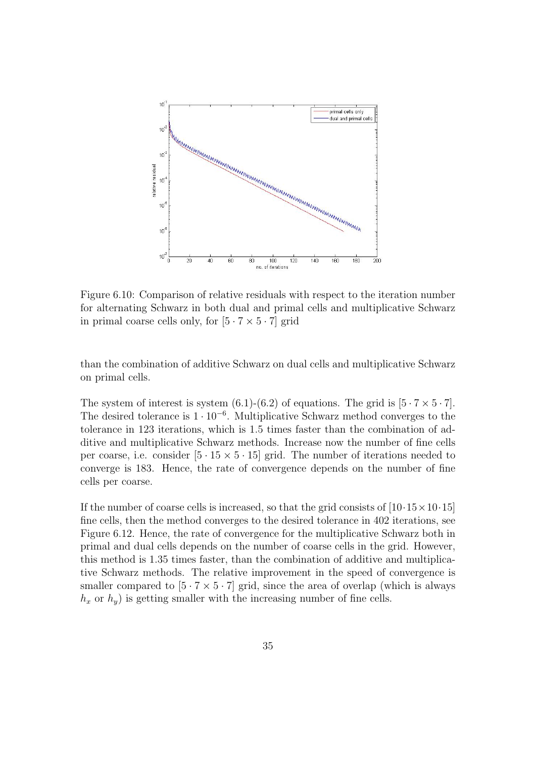Figure 6.10: Comparison of relative residuals with respect to the iteration number for alternating Schwarz in both dual and primal cells and multiplicative Schwarz in primal coarse cells only, for $[5 \cdot 7 \times 5 \cdot 7]$ grid

than the combination of additive Schwarz on dual cells and multiplicative Schwarz on primal cells.

The system of interest is system (6.1)-(6.2) of equations. The grid is $[5 \cdot 7 \times 5 \cdot 7]$. The desired tolerance is $1 \cdot 10^{-6}$. Multiplicative Schwarz method converges to the tolerance in 123 iterations, which is 1.5 times faster than the combination of additive and multiplicative Schwarz methods. Increase now the number of fine cells per coarse, i.e. consider $[5 \cdot 15 \times 5 \cdot 15]$ grid. The number of iterations needed to converge is 183. Hence, the rate of convergence depends on the number of fine cells per coarse.

If the number of coarse cells is increased, so that the grid consists of $[10 \cdot 15 \times 10 \cdot 15]$ fine cells, then the method converges to the desired tolerance in 402 iterations, see Figure 6.12. Hence, the rate of convergence for the multiplicative Schwarz both in primal and dual cells depends on the number of coarse cells in the grid. However, this method is 1.35 times faster, than the combination of additive and multiplicative Schwarz methods. The relative improvement in the speed of convergence is smaller compared to $[5 \cdot 7 \times 5 \cdot 7]$ grid, since the area of overlap (which is always $h_x$ or $h_y$) is getting smaller with the increasing number of fine cells.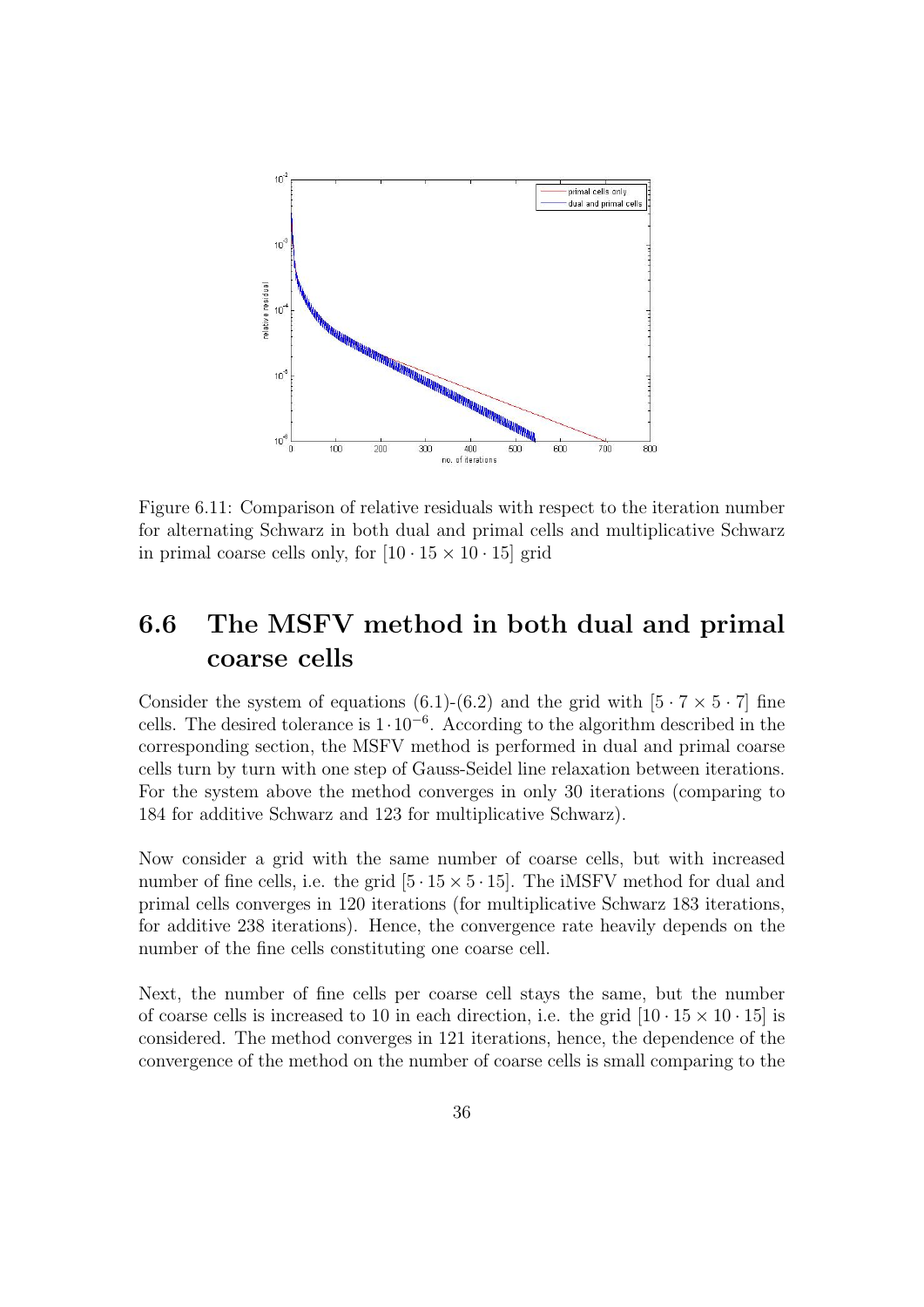Figure 6.11: Comparison of relative residuals with respect to the iteration number for alternating Schwarz in both dual and primal cells and multiplicative Schwarz in primal coarse cells only, for $[10 \cdot 15 \times 10 \cdot 15]$ grid

## 6.6 The MSFV method in both dual and primal coarse cells

Consider the system of equations (6.1)-(6.2) and the grid with $[5 \cdot 7 \times 5 \cdot 7]$ fine cells. The desired tolerance is $1 \cdot 10^{-6}$. According to the algorithm described in the corresponding section, the MSFV method is performed in dual and primal coarse cells turn by turn with one step of Gauss-Seidel line relaxation between iterations. For the system above the method converges in only 30 iterations (comparing to 184 for additive Schwarz and 123 for multiplicative Schwarz).

Now consider a grid with the same number of coarse cells, but with increased number of fine cells, i.e. the grid $[5 \cdot 15 \times 5 \cdot 15]$. The iMSFV method for dual and primal cells converges in 120 iterations (for multiplicative Schwarz 183 iterations, for additive 238 iterations). Hence, the convergence rate heavily depends on the number of the fine cells constituting one coarse cell.

Next, the number of fine cells per coarse cell stays the same, but the number of coarse cells is increased to 10 in each direction, i.e. the grid $[10 \cdot 15 \times 10 \cdot 15]$ is considered. The method converges in 121 iterations, hence, the dependence of the convergence of the method on the number of coarse cells is small comparing to the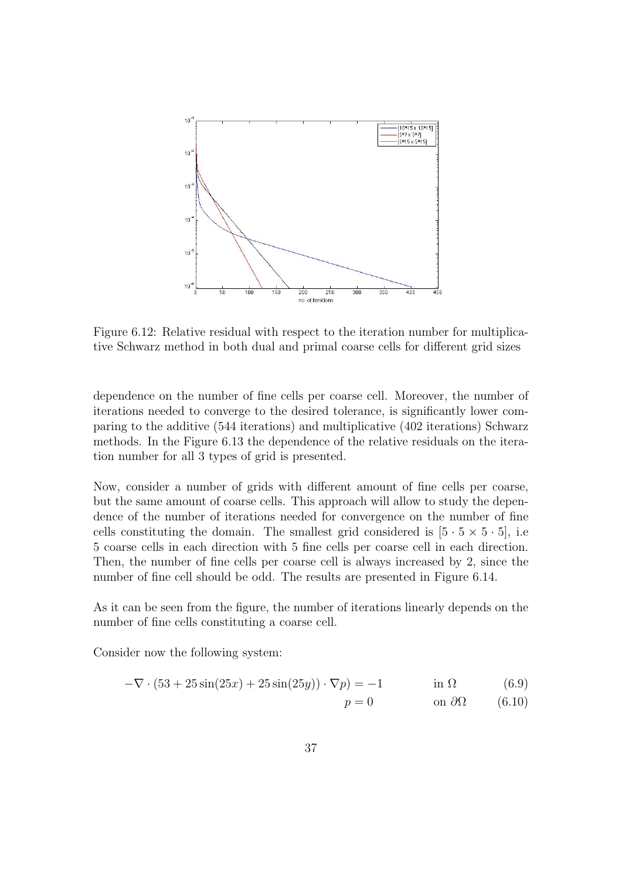Figure 6.12: Relative residual with respect to the iteration number for multiplicative Schwarz method in both dual and primal coarse cells for different grid sizes

dependence on the number of fine cells per coarse cell. Moreover, the number of iterations needed to converge to the desired tolerance, is significantly lower comparing to the additive (544 iterations) and multiplicative (402 iterations) Schwarz methods. In the Figure 6.13 the dependence of the relative residuals on the iteration number for all 3 types of grid is presented.

Now, consider a number of grids with different amount of fine cells per coarse, but the same amount of coarse cells. This approach will allow to study the dependence of the number of iterations needed for convergence on the number of fine cells constituting the domain. The smallest grid considered is $[5 \cdot 5 \times 5 \cdot 5]$, i.e 5 coarse cells in each direction with 5 fine cells per coarse cell in each direction. Then, the number of fine cells per coarse cell is always increased by 2, since the number of fine cell should be odd. The results are presented in Figure 6.14.

As it can be seen from the figure, the number of iterations linearly depends on the number of fine cells constituting a coarse cell.

Consider now the following system:

$$-\nabla \cdot (53 + 25\sin(25x) + 25\sin(25y)) \cdot \nabla p) = -1 \qquad \text{in } \Omega \qquad (6.9)$$

$$p = 0 \qquad \text{on } \partial\Omega \qquad (6.10)$$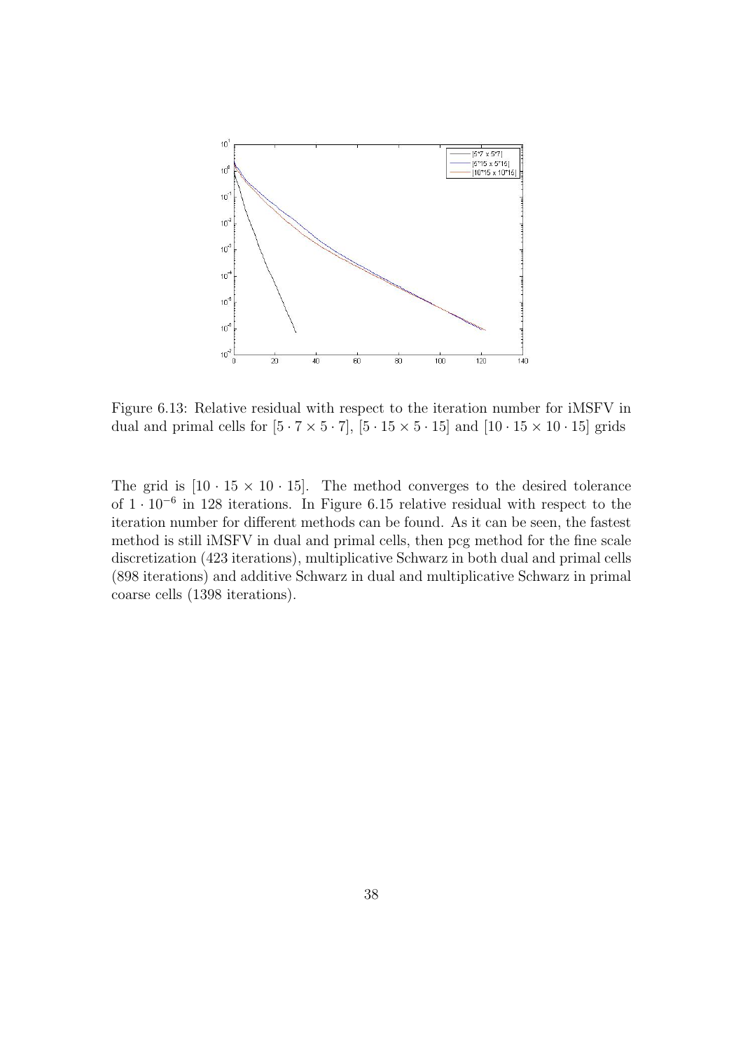Figure 6.13: Relative residual with respect to the iteration number for iMSFV in dual and primal cells for $[5 \cdot 7 \times 5 \cdot 7]$, $[5 \cdot 15 \times 5 \cdot 15]$ and $[10 \cdot 15 \times 10 \cdot 15]$ grids

The grid is $[10 \cdot 15 \times 10 \cdot 15]$. The method converges to the desired tolerance of $1 \cdot 10^{-6}$ in 128 iterations. In Figure 6.15 relative residual with respect to the iteration number for different methods can be found. As it can be seen, the fastest method is still iMSFV in dual and primal cells, then pcg method for the fine scale discretization (423 iterations), multiplicative Schwarz in both dual and primal cells (898 iterations) and additive Schwarz in dual and multiplicative Schwarz in primal coarse cells (1398 iterations).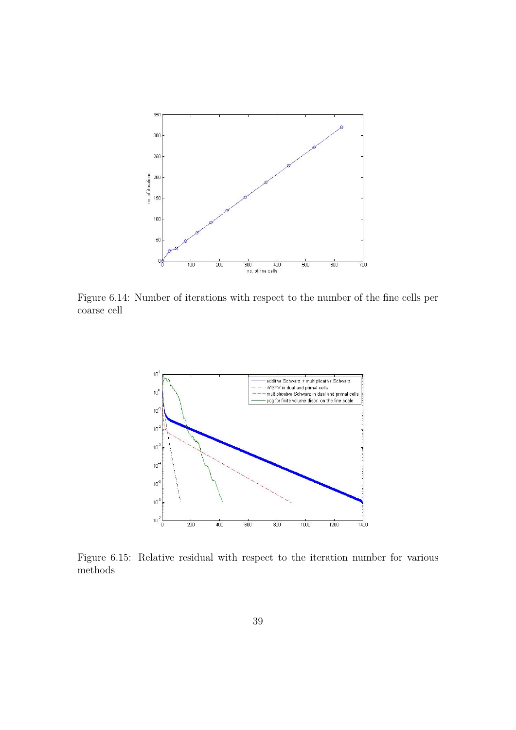Figure 6.14: Number of iterations with respect to the number of the fine cells per coarse cell

Figure 6.15: Relative residual with respect to the iteration number for various methods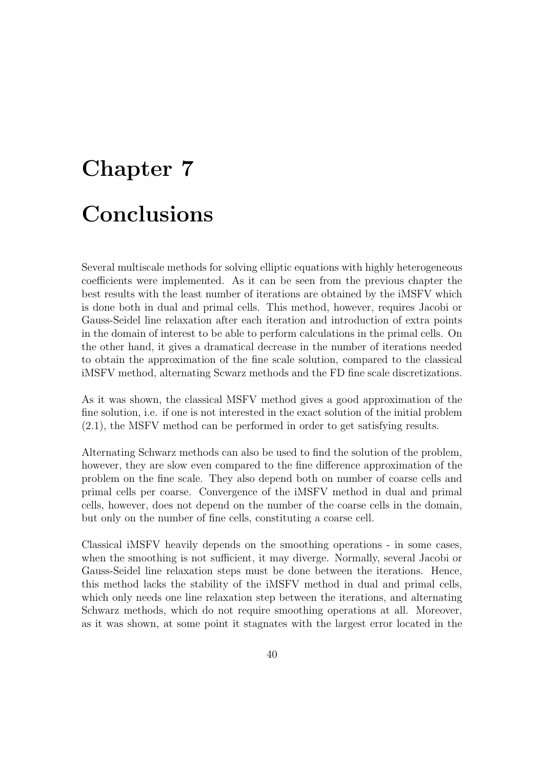# Chapter 7

# Conclusions

Several multiscale methods for solving elliptic equations with highly heterogeneous coefficients were implemented. As it can be seen from the previous chapter the best results with the least number of iterations are obtained by the iMSFV which is done both in dual and primal cells. This method, however, requires Jacobi or Gauss-Seidel line relaxation after each iteration and introduction of extra points in the domain of interest to be able to perform calculations in the primal cells. On the other hand, it gives a dramatical decrease in the number of iterations needed to obtain the approximation of the fine scale solution, compared to the classical iMSFV method, alternating Scwarz methods and the FD fine scale discretizations.

As it was shown, the classical MSFV method gives a good approximation of the fine solution, i.e. if one is not interested in the exact solution of the initial problem (2.1), the MSFV method can be performed in order to get satisfying results.

Alternating Schwarz methods can also be used to find the solution of the problem, however, they are slow even compared to the fine difference approximation of the problem on the fine scale. They also depend both on number of coarse cells and primal cells per coarse. Convergence of the iMSFV method in dual and primal cells, however, does not depend on the number of the coarse cells in the domain, but only on the number of fine cells, constituting a coarse cell.

Classical iMSFV heavily depends on the smoothing operations - in some cases, when the smoothing is not sufficient, it may diverge. Normally, several Jacobi or Gauss-Seidel line relaxation steps must be done between the iterations. Hence, this method lacks the stability of the iMSFV method in dual and primal cells, which only needs one line relaxation step between the iterations, and alternating Schwarz methods, which do not require smoothing operations at all. Moreover, as it was shown, at some point it stagnates with the largest error located in the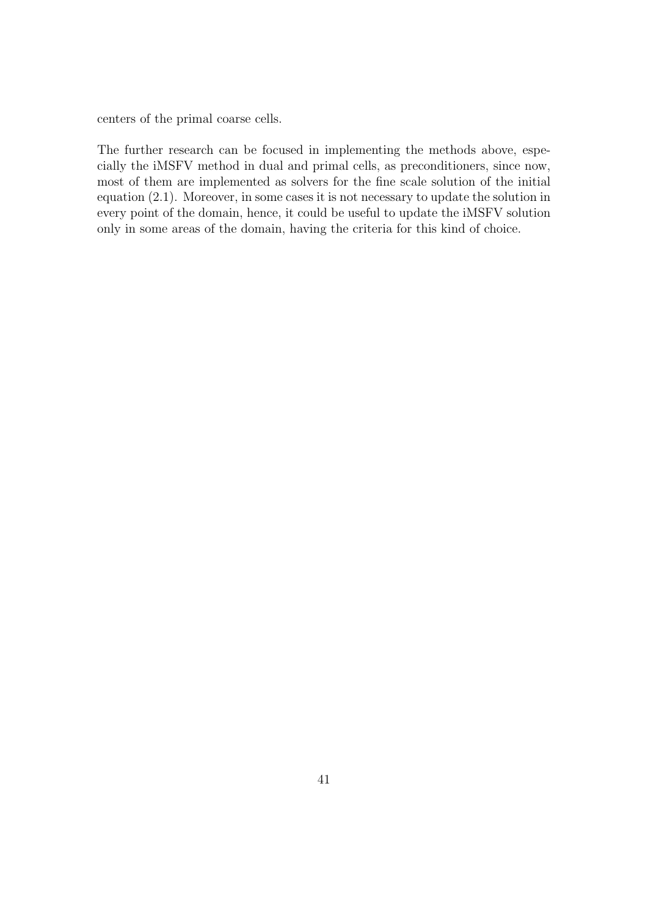centers of the primal coarse cells.

The further research can be focused in implementing the methods above, especially the iMSFV method in dual and primal cells, as preconditioners, since now, most of them are implemented as solvers for the fine scale solution of the initial equation (2.1). Moreover, in some cases it is not necessary to update the solution in every point of the domain, hence, it could be useful to update the iMSFV solution only in some areas of the domain, having the criteria for this kind of choice.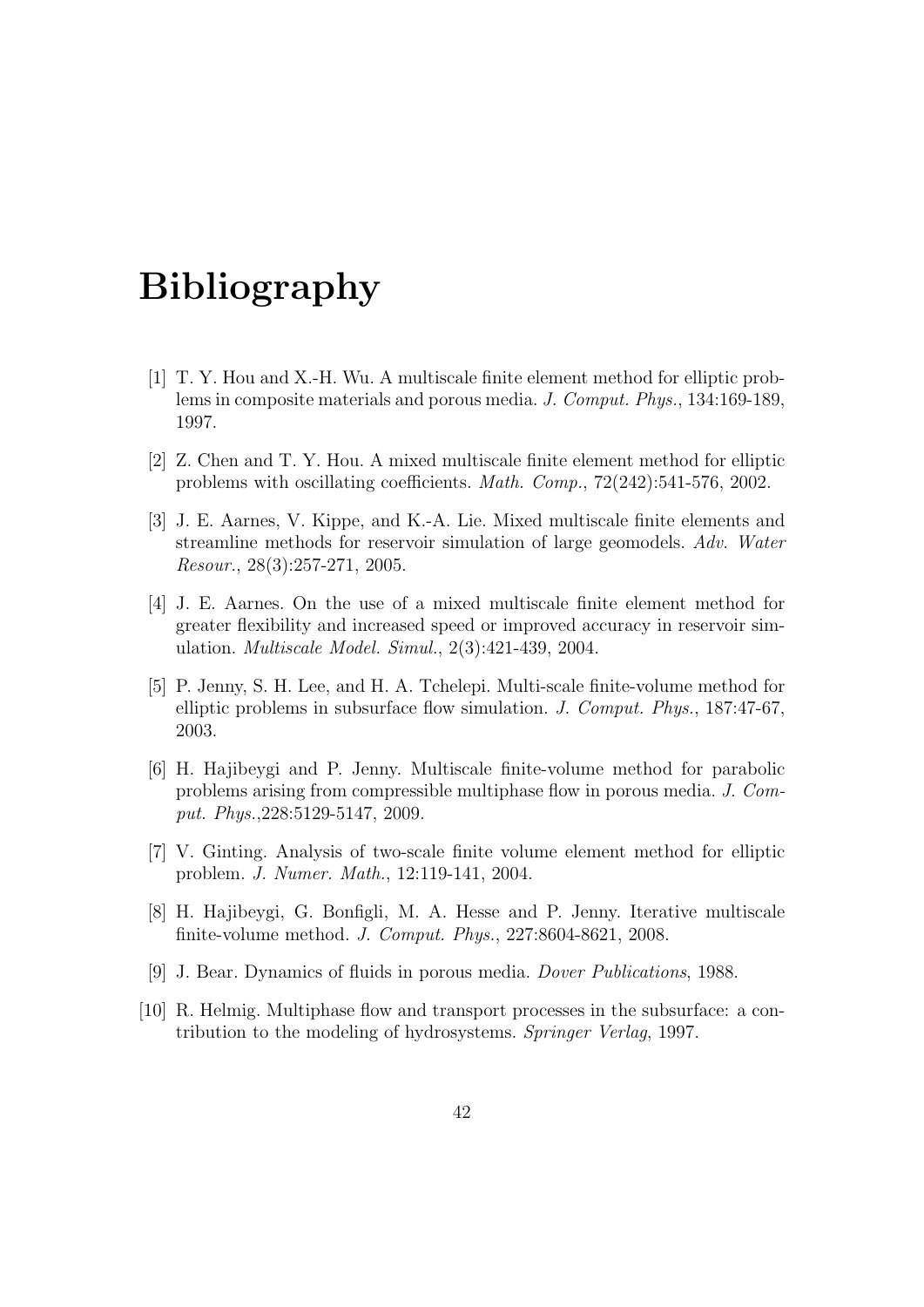# Bibliography

[1] T. Y. Hou and X.-H. Wu. A multiscale finite element method for elliptic problems in composite materials and porous media. *J. Comput. Phys.*, 134:169-189, 1997.

[2] Z. Chen and T. Y. Hou. A mixed multiscale finite element method for elliptic problems with oscillating coefficients. *Math. Comp.*, 72(242):541-576, 2002.

[3] J. E. Aarnes, V. Kippe, and K.-A. Lie. Mixed multiscale finite elements and streamline methods for reservoir simulation of large geomodels. *Adv. Water Resour.*, 28(3):257-271, 2005.

[4] J. E. Aarnes. On the use of a mixed multiscale finite element method for greater flexibility and increased speed or improved accuracy in reservoir simulation. *Multiscale Model. Simul.*, 2(3):421-439, 2004.

[5] P. Jenny, S. H. Lee, and H. A. Tchelepi. Multi-scale finite-volume method for elliptic problems in subsurface flow simulation. *J. Comput. Phys.*, 187:47-67, 2003.

[6] H. Hajibeygi and P. Jenny. Multiscale finite-volume method for parabolic problems arising from compressible multiphase flow in porous media. *J. Comput. Phys.*,228:5129-5147, 2009.

[7] V. Ginting. Analysis of two-scale finite volume element method for elliptic problem. *J. Numer. Math.*, 12:119-141, 2004.

[8] H. Hajibeygi, G. Bonfigli, M. A. Hesse and P. Jenny. Iterative multiscale finite-volume method. *J. Comput. Phys.*, 227:8604-8621, 2008.

[9] J. Bear. Dynamics of fluids in porous media. *Dover Publications*, 1988.

[10] R. Helmig. Multiphase flow and transport processes in the subsurface: a contribution to the modeling of hydrosystems. *Springer Verlag*, 1997.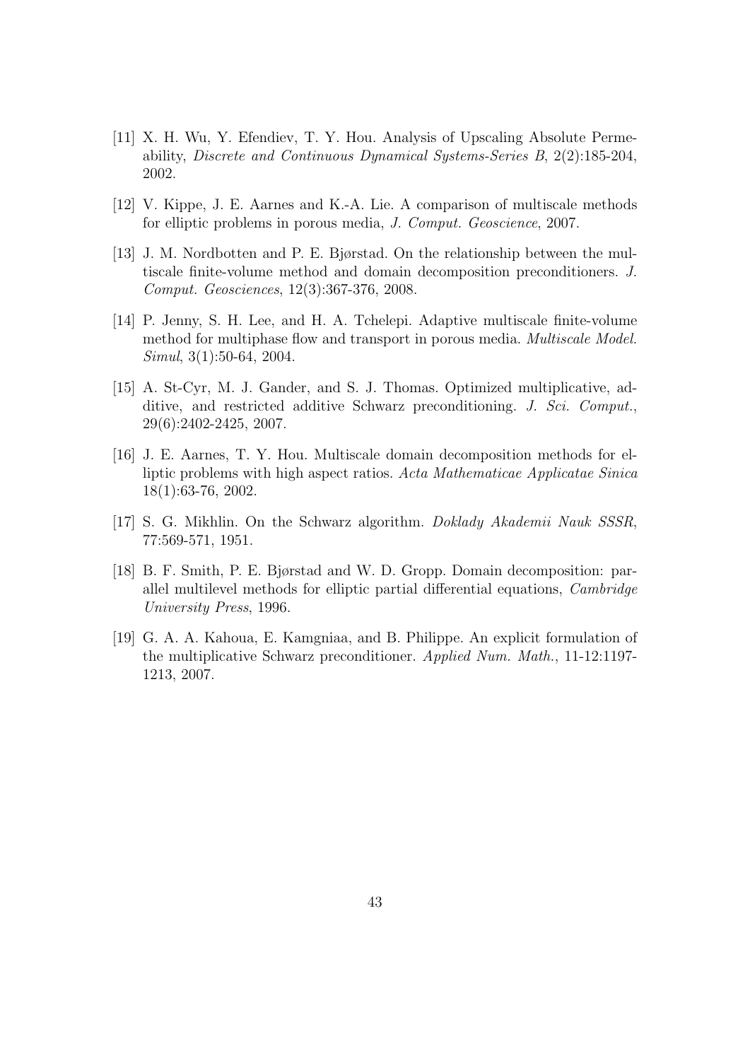[11] X. H. Wu, Y. Efendiev, T. Y. Hou. Analysis of Upscaling Absolute Permeability, *Discrete and Continuous Dynamical Systems-Series B*, 2(2):185-204, 2002.

[12] V. Kippe, J. E. Aarnes and K.-A. Lie. A comparison of multiscale methods for elliptic problems in porous media, *J. Comput. Geoscience*, 2007.

[13] J. M. Nordbotten and P. E. Bjørstad. On the relationship between the multiscale finite-volume method and domain decomposition preconditioners. *J. Comput. Geosciences*, 12(3):367-376, 2008.

[14] P. Jenny, S. H. Lee, and H. A. Tchelepi. Adaptive multiscale finite-volume method for multiphase flow and transport in porous media. *Multiscale Model. Simul*, 3(1):50-64, 2004.

[15] A. St-Cyr, M. J. Gander, and S. J. Thomas. Optimized multiplicative, additive, and restricted additive Schwarz preconditioning. *J. Sci. Comput.*, 29(6):2402-2425, 2007.

[16] J. E. Aarnes, T. Y. Hou. Multiscale domain decomposition methods for elliptic problems with high aspect ratios. *Acta Mathematicae Applicatae Sinica* 18(1):63-76, 2002.

[17] S. G. Mikhlin. On the Schwarz algorithm. *Doklady Akademii Nauk SSSR*, 77:569-571, 1951.

[18] B. F. Smith, P. E. Bjørstad and W. D. Gropp. Domain decomposition: parallel multilevel methods for elliptic partial differential equations, *Cambridge University Press*, 1996.

[19] G. A. A. Kahoua, E. Kamgniaa, and B. Philippe. An explicit formulation of the multiplicative Schwarz preconditioner. *Applied Num. Math.*, 11-12:1197-1213, 2007.